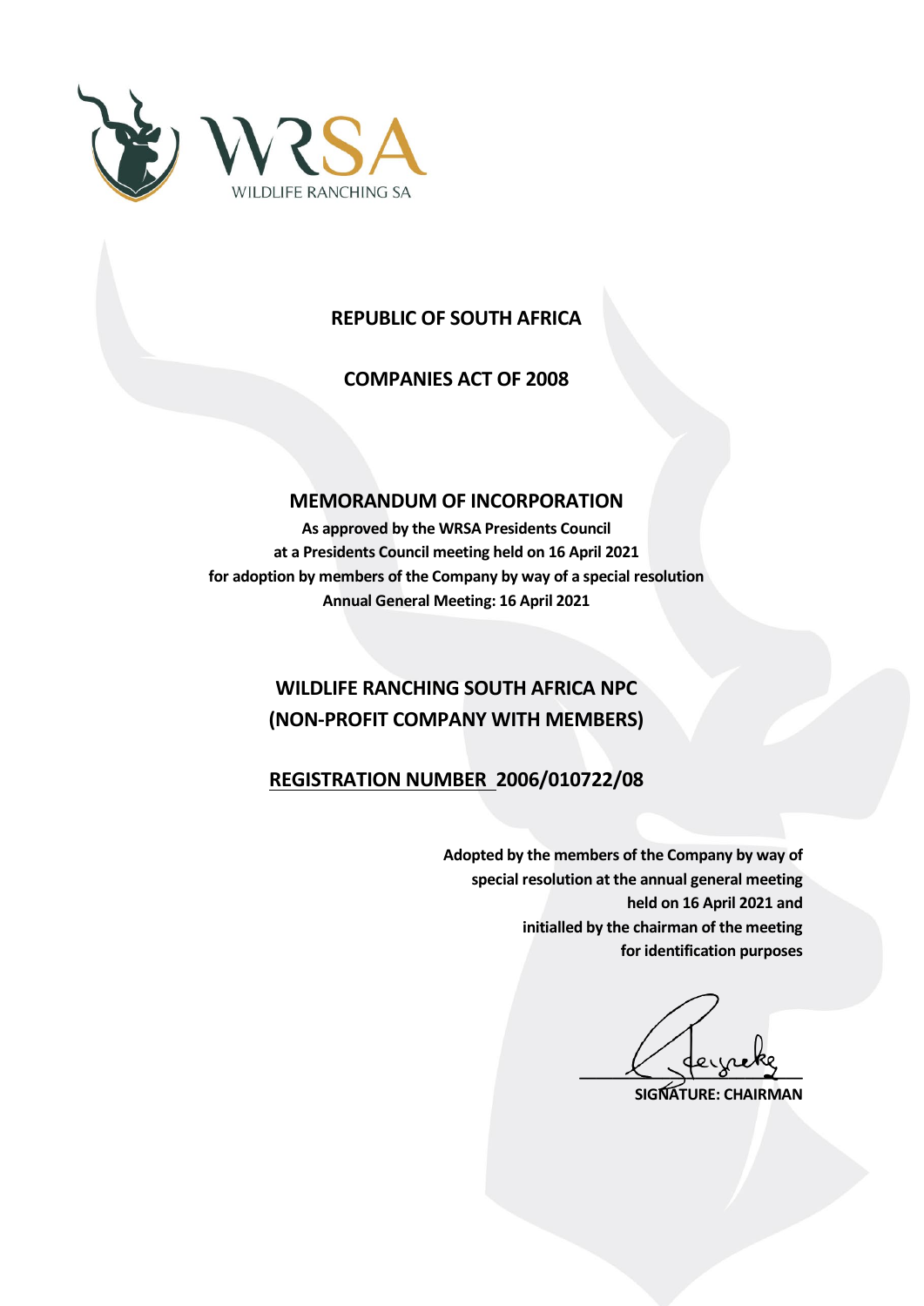**REPUBLIC OF SOUTH AFRICA**

**COMPANIES ACT OF 2008**

# MEMORANDUM OF INCORPORATION

**As approved by the WRSA Presidents Council**
**at a Presidents Council meeting held on 16 April 2021**
**for adoption by members of the Company by way of a special resolution**
**Annual General Meeting: 16 April 2021**

## WILDLIFE RANCHING SOUTH AFRICA NPC
## (NON-PROFIT COMPANY WITH MEMBERS)

**REGISTRATION NUMBER 2006/010722/08**

**Adopted by the members of the Company by way of special resolution at the annual general meeting held on 16 April 2021 and initialled by the chairman of the meeting for identification purposes**

**SIGNATURE: CHAIRMAN**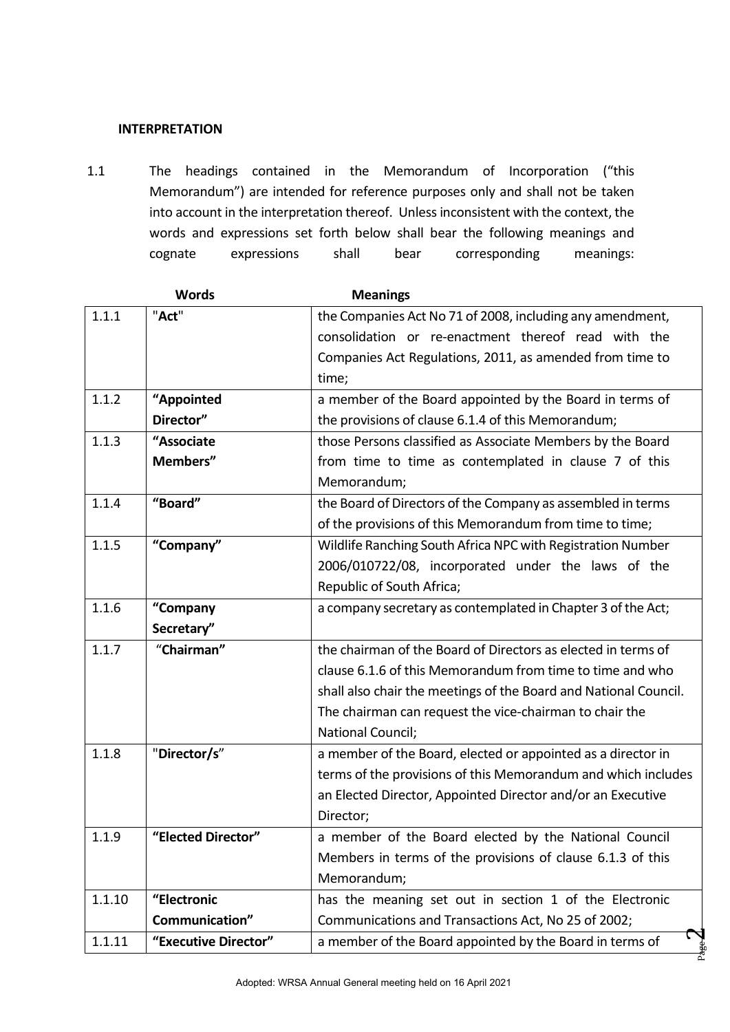**INTERPRETATION**

1.1 The headings contained in the Memorandum of Incorporation ("this Memorandum") are intended for reference purposes only and shall not be taken into account in the interpretation thereof. Unless inconsistent with the context, the words and expressions set forth below shall bear the following meanings and cognate expressions shall bear corresponding meanings:

| | Words | Meanings |
|---|---|---|
| 1.1.1 | "**Act**" | the Companies Act No 71 of 2008, including any amendment, consolidation or re-enactment thereof read with the Companies Act Regulations, 2011, as amended from time to time; |
| 1.1.2 | **"Appointed Director"** | a member of the Board appointed by the Board in terms of the provisions of clause 6.1.4 of this Memorandum; |
| 1.1.3 | **"Associate Members"** | those Persons classified as Associate Members by the Board from time to time as contemplated in clause 7 of this Memorandum; |
| 1.1.4 | **"Board"** | the Board of Directors of the Company as assembled in terms of the provisions of this Memorandum from time to time; |
| 1.1.5 | **"Company"** | Wildlife Ranching South Africa NPC with Registration Number 2006/010722/08, incorporated under the laws of the Republic of South Africa; |
| 1.1.6 | **"Company Secretary"** | a company secretary as contemplated in Chapter 3 of the Act; |
| 1.1.7 | "**Chairman"** | the chairman of the Board of Directors as elected in terms of clause 6.1.6 of this Memorandum from time to time and who shall also chair the meetings of the Board and National Council. The chairman can request the vice-chairman to chair the National Council; |
| 1.1.8 | "**Director/s**" | a member of the Board, elected or appointed as a director in terms of the provisions of this Memorandum and which includes an Elected Director, Appointed Director and/or an Executive Director; |
| 1.1.9 | **"Elected Director"** | a member of the Board elected by the National Council Members in terms of the provisions of clause 6.1.3 of this Memorandum; |
| 1.1.10 | **"Electronic Communication"** | has the meaning set out in section 1 of the Electronic Communications and Transactions Act, No 25 of 2002; |
| 1.1.11 | **"Executive Director"** | a member of the Board appointed by the Board in terms of |

Adopted: WRSA Annual General meeting held on 16 April 2021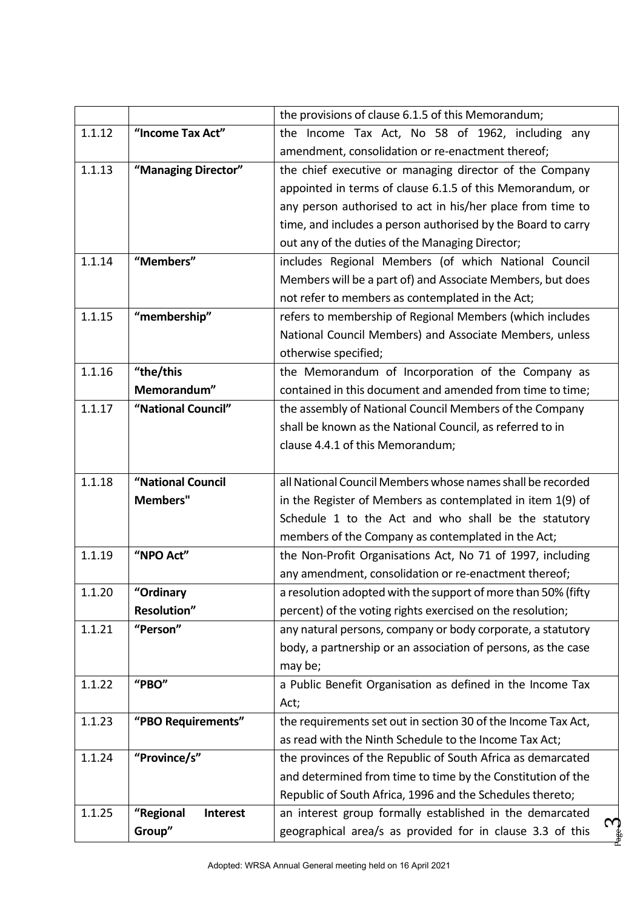| | | |
|---|---|---|
| | | the provisions of clause 6.1.5 of this Memorandum; |
| 1.1.12 | **"Income Tax Act"** | the Income Tax Act, No 58 of 1962, including any amendment, consolidation or re-enactment thereof; |
| 1.1.13 | **"Managing Director"** | the chief executive or managing director of the Company appointed in terms of clause 6.1.5 of this Memorandum, or any person authorised to act in his/her place from time to time, and includes a person authorised by the Board to carry out any of the duties of the Managing Director; |
| 1.1.14 | **"Members"** | includes Regional Members (of which National Council Members will be a part of) and Associate Members, but does not refer to members as contemplated in the Act; |
| 1.1.15 | **"membership"** | refers to membership of Regional Members (which includes National Council Members) and Associate Members, unless otherwise specified; |
| 1.1.16 | **"the/this Memorandum"** | the Memorandum of Incorporation of the Company as contained in this document and amended from time to time; |
| 1.1.17 | **"National Council"** | the assembly of National Council Members of the Company shall be known as the National Council, as referred to in clause 4.4.1 of this Memorandum; |
| 1.1.18 | **"National Council Members"** | all National Council Members whose names shall be recorded in the Register of Members as contemplated in item 1(9) of Schedule 1 to the Act and who shall be the statutory members of the Company as contemplated in the Act; |
| 1.1.19 | **"NPO Act"** | the Non-Profit Organisations Act, No 71 of 1997, including any amendment, consolidation or re-enactment thereof; |
| 1.1.20 | **"Ordinary Resolution"** | a resolution adopted with the support of more than 50% (fifty percent) of the voting rights exercised on the resolution; |
| 1.1.21 | **"Person"** | any natural persons, company or body corporate, a statutory body, a partnership or an association of persons, as the case may be; |
| 1.1.22 | **"PBO"** | a Public Benefit Organisation as defined in the Income Tax Act; |
| 1.1.23 | **"PBO Requirements"** | the requirements set out in section 30 of the Income Tax Act, as read with the Ninth Schedule to the Income Tax Act; |
| 1.1.24 | **"Province/s"** | the provinces of the Republic of South Africa as demarcated and determined from time to time by the Constitution of the Republic of South Africa, 1996 and the Schedules thereto; |
| 1.1.25 | **"Regional Interest Group"** | an interest group formally established in the demarcated geographical area/s as provided for in clause 3.3 of this |

Adopted: WRSA Annual General meeting held on 16 April 2021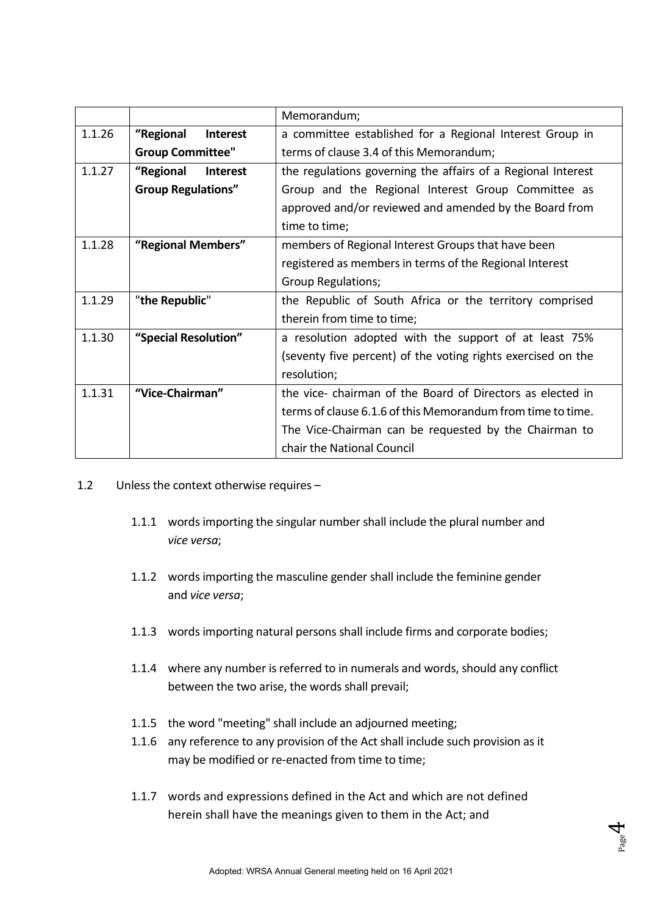| | | |
|---|---|---|
| | | Memorandum; |
| 1.1.26 | **“Regional Interest Group Committee"** | a committee established for a Regional Interest Group in terms of clause 3.4 of this Memorandum; |
| 1.1.27 | **“Regional Interest Group Regulations”** | the regulations governing the affairs of a Regional Interest Group and the Regional Interest Group Committee as approved and/or reviewed and amended by the Board from time to time; |
| 1.1.28 | **“Regional Members”** | members of Regional Interest Groups that have been registered as members in terms of the Regional Interest Group Regulations; |
| 1.1.29 | "**the Republic**" | the Republic of South Africa or the territory comprised therein from time to time; |
| 1.1.30 | **“Special Resolution”** | a resolution adopted with the support of at least 75% (seventy five percent) of the voting rights exercised on the resolution; |
| 1.1.31 | **“Vice-Chairman”** | the vice- chairman of the Board of Directors as elected in terms of clause 6.1.6 of this Memorandum from time to time. The Vice-Chairman can be requested by the Chairman to chair the National Council |

1.2 Unless the context otherwise requires –

1.1.1 words importing the singular number shall include the plural number and *vice versa*;

1.1.2 words importing the masculine gender shall include the feminine gender and *vice versa*;

1.1.3 words importing natural persons shall include firms and corporate bodies;

1.1.4 where any number is referred to in numerals and words, should any conflict between the two arise, the words shall prevail;

1.1.5 the word "meeting" shall include an adjourned meeting;

1.1.6 any reference to any provision of the Act shall include such provision as it may be modified or re-enacted from time to time;

1.1.7 words and expressions defined in the Act and which are not defined herein shall have the meanings given to them in the Act; and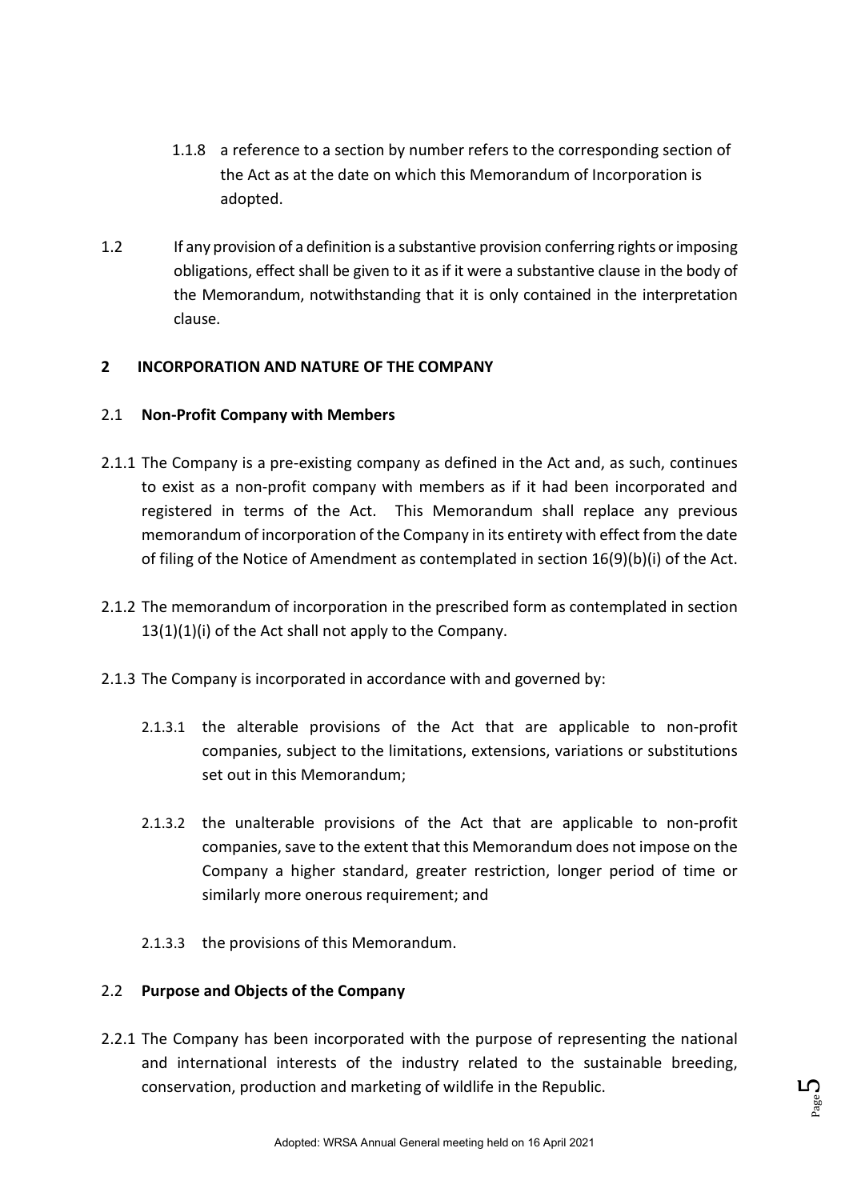1.1.8 a reference to a section by number refers to the corresponding section of the Act as at the date on which this Memorandum of Incorporation is adopted.

1.2 If any provision of a definition is a substantive provision conferring rights or imposing obligations, effect shall be given to it as if it were a substantive clause in the body of the Memorandum, notwithstanding that it is only contained in the interpretation clause.

## 2 INCORPORATION AND NATURE OF THE COMPANY

### 2.1 Non-Profit Company with Members

2.1.1 The Company is a pre-existing company as defined in the Act and, as such, continues to exist as a non-profit company with members as if it had been incorporated and registered in terms of the Act. This Memorandum shall replace any previous memorandum of incorporation of the Company in its entirety with effect from the date of filing of the Notice of Amendment as contemplated in section 16(9)(b)(i) of the Act.

2.1.2 The memorandum of incorporation in the prescribed form as contemplated in section 13(1)(1)(i) of the Act shall not apply to the Company.

2.1.3 The Company is incorporated in accordance with and governed by:

2.1.3.1 the alterable provisions of the Act that are applicable to non-profit companies, subject to the limitations, extensions, variations or substitutions set out in this Memorandum;

2.1.3.2 the unalterable provisions of the Act that are applicable to non-profit companies, save to the extent that this Memorandum does not impose on the Company a higher standard, greater restriction, longer period of time or similarly more onerous requirement; and

2.1.3.3 the provisions of this Memorandum.

### 2.2 Purpose and Objects of the Company

2.2.1 The Company has been incorporated with the purpose of representing the national and international interests of the industry related to the sustainable breeding, conservation, production and marketing of wildlife in the Republic.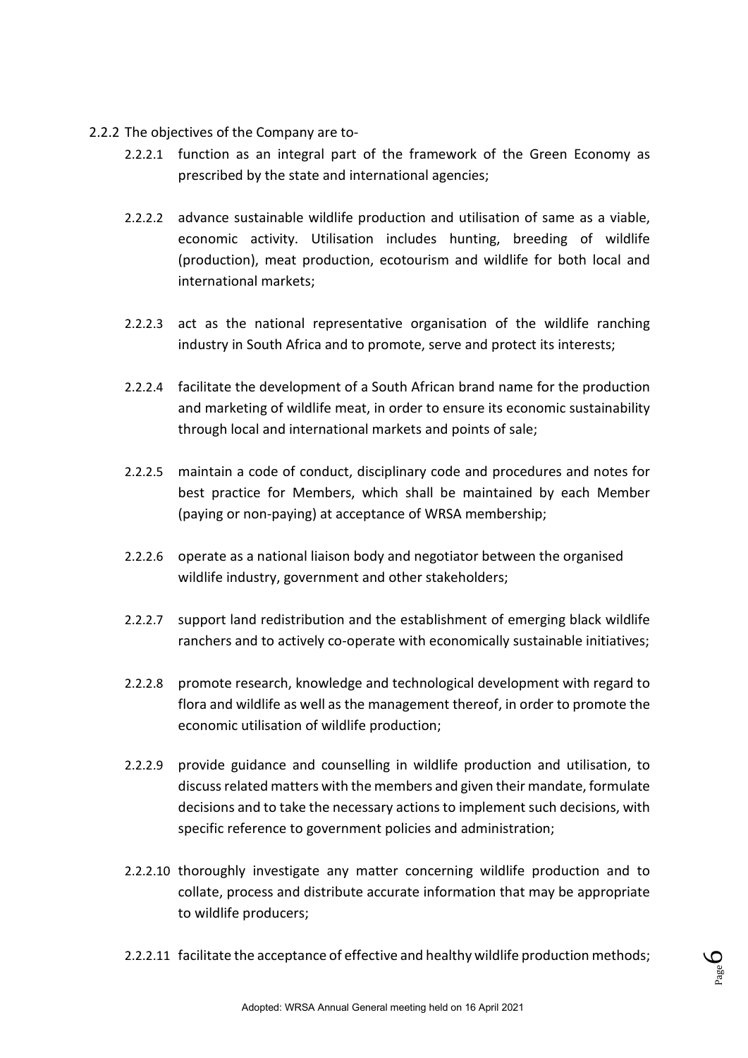2.2.2 The objectives of the Company are to-

2.2.2.1 function as an integral part of the framework of the Green Economy as prescribed by the state and international agencies;

2.2.2.2 advance sustainable wildlife production and utilisation of same as a viable, economic activity. Utilisation includes hunting, breeding of wildlife (production), meat production, ecotourism and wildlife for both local and international markets;

2.2.2.3 act as the national representative organisation of the wildlife ranching industry in South Africa and to promote, serve and protect its interests;

2.2.2.4 facilitate the development of a South African brand name for the production and marketing of wildlife meat, in order to ensure its economic sustainability through local and international markets and points of sale;

2.2.2.5 maintain a code of conduct, disciplinary code and procedures and notes for best practice for Members, which shall be maintained by each Member (paying or non-paying) at acceptance of WRSA membership;

2.2.2.6 operate as a national liaison body and negotiator between the organised wildlife industry, government and other stakeholders;

2.2.2.7 support land redistribution and the establishment of emerging black wildlife ranchers and to actively co-operate with economically sustainable initiatives;

2.2.2.8 promote research, knowledge and technological development with regard to flora and wildlife as well as the management thereof, in order to promote the economic utilisation of wildlife production;

2.2.2.9 provide guidance and counselling in wildlife production and utilisation, to discuss related matters with the members and given their mandate, formulate decisions and to take the necessary actions to implement such decisions, with specific reference to government policies and administration;

2.2.2.10 thoroughly investigate any matter concerning wildlife production and to collate, process and distribute accurate information that may be appropriate to wildlife producers;

2.2.2.11 facilitate the acceptance of effective and healthy wildlife production methods;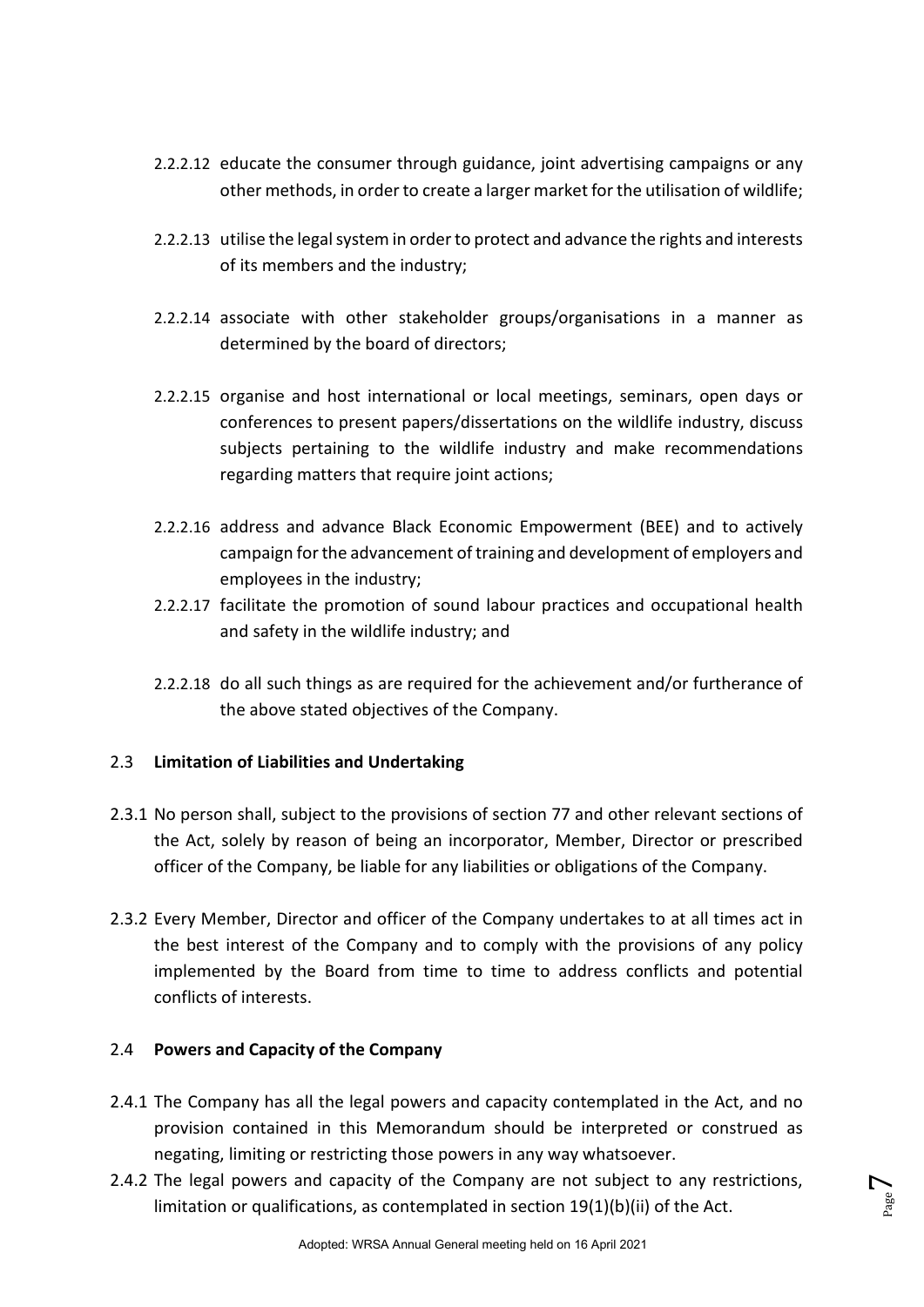2.2.2.12 educate the consumer through guidance, joint advertising campaigns or any other methods, in order to create a larger market for the utilisation of wildlife;

2.2.2.13 utilise the legal system in order to protect and advance the rights and interests of its members and the industry;

2.2.2.14 associate with other stakeholder groups/organisations in a manner as determined by the board of directors;

2.2.2.15 organise and host international or local meetings, seminars, open days or conferences to present papers/dissertations on the wildlife industry, discuss subjects pertaining to the wildlife industry and make recommendations regarding matters that require joint actions;

2.2.2.16 address and advance Black Economic Empowerment (BEE) and to actively campaign for the advancement of training and development of employers and employees in the industry;

2.2.2.17 facilitate the promotion of sound labour practices and occupational health and safety in the wildlife industry; and

2.2.2.18 do all such things as are required for the achievement and/or furtherance of the above stated objectives of the Company.

## 2.3 Limitation of Liabilities and Undertaking

2.3.1 No person shall, subject to the provisions of section 77 and other relevant sections of the Act, solely by reason of being an incorporator, Member, Director or prescribed officer of the Company, be liable for any liabilities or obligations of the Company.

2.3.2 Every Member, Director and officer of the Company undertakes to at all times act in the best interest of the Company and to comply with the provisions of any policy implemented by the Board from time to time to address conflicts and potential conflicts of interests.

## 2.4 Powers and Capacity of the Company

2.4.1 The Company has all the legal powers and capacity contemplated in the Act, and no provision contained in this Memorandum should be interpreted or construed as negating, limiting or restricting those powers in any way whatsoever.

2.4.2 The legal powers and capacity of the Company are not subject to any restrictions, limitation or qualifications, as contemplated in section 19(1)(b)(ii) of the Act.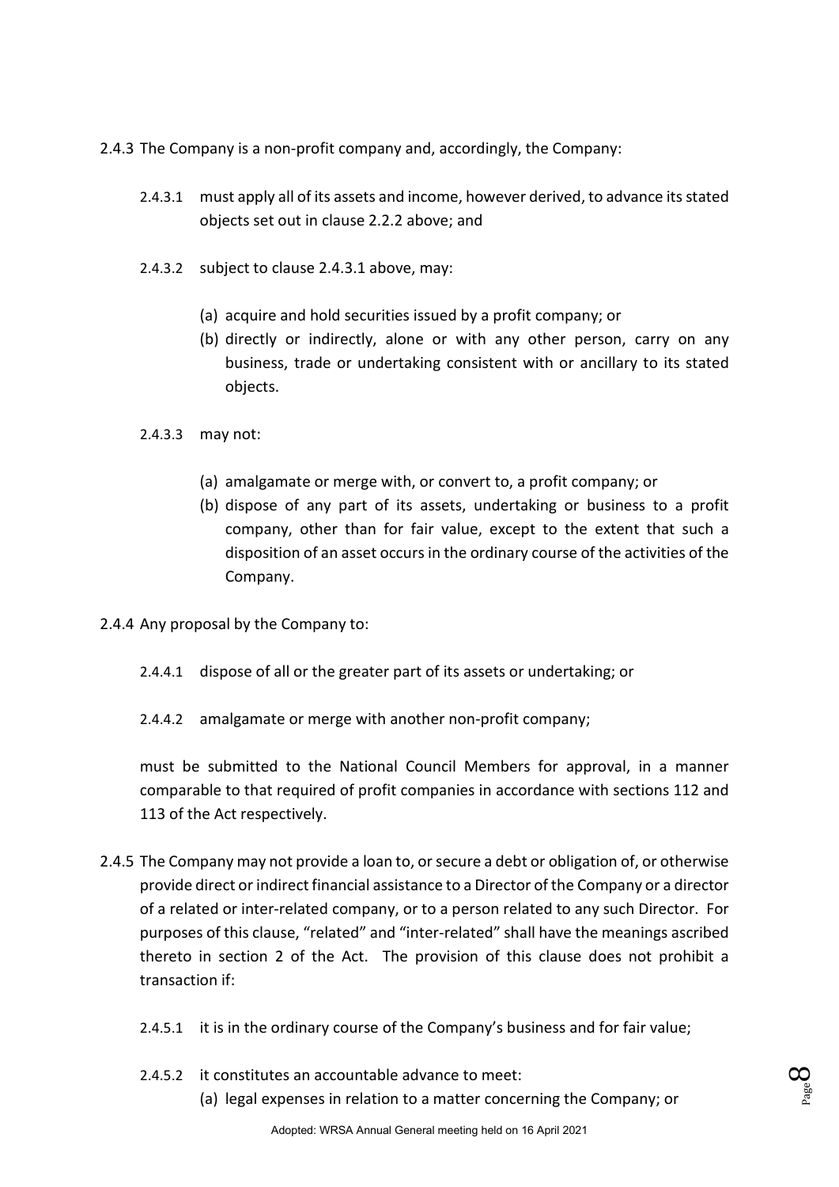2.4.3 The Company is a non-profit company and, accordingly, the Company:

2.4.3.1 must apply all of its assets and income, however derived, to advance its stated objects set out in clause 2.2.2 above; and

2.4.3.2 subject to clause 2.4.3.1 above, may:

(a) acquire and hold securities issued by a profit company; or

(b) directly or indirectly, alone or with any other person, carry on any business, trade or undertaking consistent with or ancillary to its stated objects.

2.4.3.3 may not:

(a) amalgamate or merge with, or convert to, a profit company; or

(b) dispose of any part of its assets, undertaking or business to a profit company, other than for fair value, except to the extent that such a disposition of an asset occurs in the ordinary course of the activities of the Company.

2.4.4 Any proposal by the Company to:

2.4.4.1 dispose of all or the greater part of its assets or undertaking; or

2.4.4.2 amalgamate or merge with another non-profit company;

must be submitted to the National Council Members for approval, in a manner comparable to that required of profit companies in accordance with sections 112 and 113 of the Act respectively.

2.4.5 The Company may not provide a loan to, or secure a debt or obligation of, or otherwise provide direct or indirect financial assistance to a Director of the Company or a director of a related or inter-related company, or to a person related to any such Director. For purposes of this clause, "related" and "inter-related" shall have the meanings ascribed thereto in section 2 of the Act. The provision of this clause does not prohibit a transaction if:

2.4.5.1 it is in the ordinary course of the Company's business and for fair value;

2.4.5.2 it constitutes an accountable advance to meet:

(a) legal expenses in relation to a matter concerning the Company; or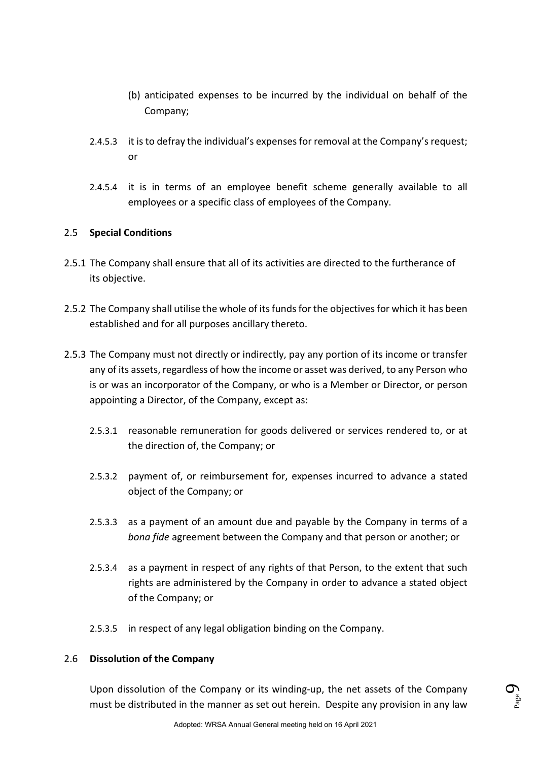(b) anticipated expenses to be incurred by the individual on behalf of the Company;

2.4.5.3 it is to defray the individual's expenses for removal at the Company's request; or

2.4.5.4 it is in terms of an employee benefit scheme generally available to all employees or a specific class of employees of the Company.

## 2.5 **Special Conditions**

2.5.1 The Company shall ensure that all of its activities are directed to the furtherance of its objective.

2.5.2 The Company shall utilise the whole of its funds for the objectives for which it has been established and for all purposes ancillary thereto.

2.5.3 The Company must not directly or indirectly, pay any portion of its income or transfer any of its assets, regardless of how the income or asset was derived, to any Person who is or was an incorporator of the Company, or who is a Member or Director, or person appointing a Director, of the Company, except as:

2.5.3.1 reasonable remuneration for goods delivered or services rendered to, or at the direction of, the Company; or

2.5.3.2 payment of, or reimbursement for, expenses incurred to advance a stated object of the Company; or

2.5.3.3 as a payment of an amount due and payable by the Company in terms of a *bona fide* agreement between the Company and that person or another; or

2.5.3.4 as a payment in respect of any rights of that Person, to the extent that such rights are administered by the Company in order to advance a stated object of the Company; or

2.5.3.5 in respect of any legal obligation binding on the Company.

## 2.6 **Dissolution of the Company**

Upon dissolution of the Company or its winding-up, the net assets of the Company must be distributed in the manner as set out herein. Despite any provision in any law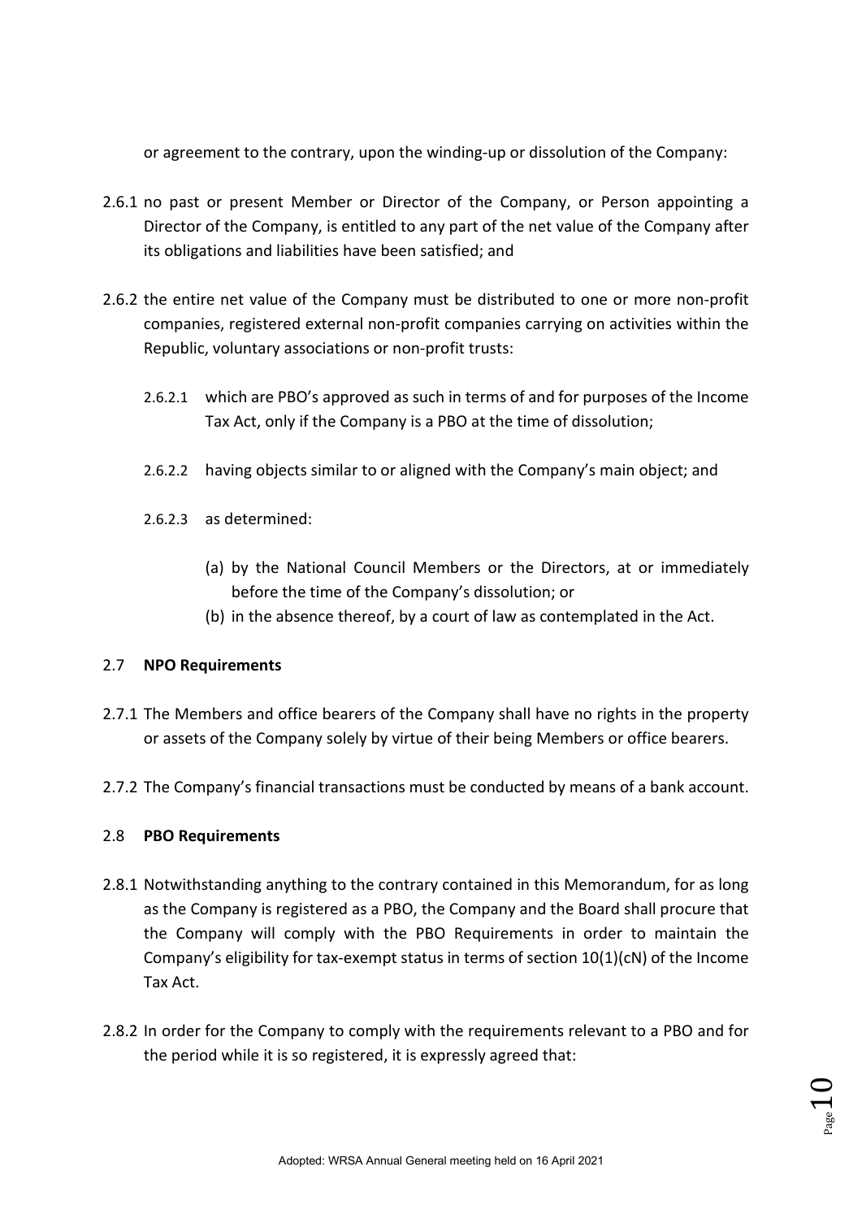or agreement to the contrary, upon the winding-up or dissolution of the Company:

2.6.1 no past or present Member or Director of the Company, or Person appointing a Director of the Company, is entitled to any part of the net value of the Company after its obligations and liabilities have been satisfied; and

2.6.2 the entire net value of the Company must be distributed to one or more non-profit companies, registered external non-profit companies carrying on activities within the Republic, voluntary associations or non-profit trusts:

2.6.2.1 which are PBO's approved as such in terms of and for purposes of the Income Tax Act, only if the Company is a PBO at the time of dissolution;

2.6.2.2 having objects similar to or aligned with the Company's main object; and

2.6.2.3 as determined:

(a) by the National Council Members or the Directors, at or immediately before the time of the Company's dissolution; or

(b) in the absence thereof, by a court of law as contemplated in the Act.

2.7 **NPO Requirements**

2.7.1 The Members and office bearers of the Company shall have no rights in the property or assets of the Company solely by virtue of their being Members or office bearers.

2.7.2 The Company's financial transactions must be conducted by means of a bank account.

2.8 **PBO Requirements**

2.8.1 Notwithstanding anything to the contrary contained in this Memorandum, for as long as the Company is registered as a PBO, the Company and the Board shall procure that the Company will comply with the PBO Requirements in order to maintain the Company's eligibility for tax-exempt status in terms of section 10(1)(cN) of the Income Tax Act.

2.8.2 In order for the Company to comply with the requirements relevant to a PBO and for the period while it is so registered, it is expressly agreed that: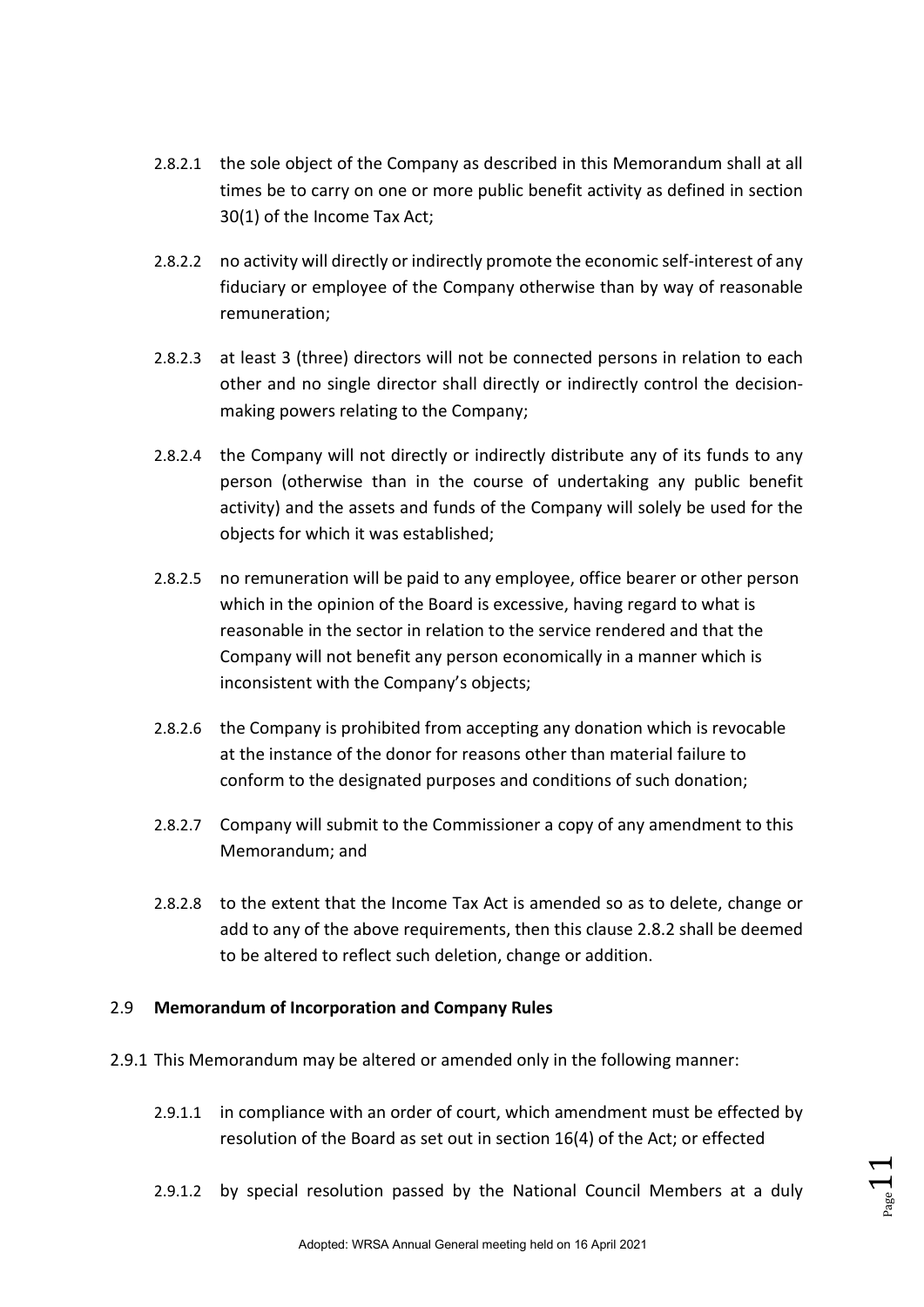2.8.2.1 the sole object of the Company as described in this Memorandum shall at all times be to carry on one or more public benefit activity as defined in section 30(1) of the Income Tax Act;

2.8.2.2 no activity will directly or indirectly promote the economic self-interest of any fiduciary or employee of the Company otherwise than by way of reasonable remuneration;

2.8.2.3 at least 3 (three) directors will not be connected persons in relation to each other and no single director shall directly or indirectly control the decision-making powers relating to the Company;

2.8.2.4 the Company will not directly or indirectly distribute any of its funds to any person (otherwise than in the course of undertaking any public benefit activity) and the assets and funds of the Company will solely be used for the objects for which it was established;

2.8.2.5 no remuneration will be paid to any employee, office bearer or other person which in the opinion of the Board is excessive, having regard to what is reasonable in the sector in relation to the service rendered and that the Company will not benefit any person economically in a manner which is inconsistent with the Company's objects;

2.8.2.6 the Company is prohibited from accepting any donation which is revocable at the instance of the donor for reasons other than material failure to conform to the designated purposes and conditions of such donation;

2.8.2.7 Company will submit to the Commissioner a copy of any amendment to this Memorandum; and

2.8.2.8 to the extent that the Income Tax Act is amended so as to delete, change or add to any of the above requirements, then this clause 2.8.2 shall be deemed to be altered to reflect such deletion, change or addition.

## 2.9 Memorandum of Incorporation and Company Rules

2.9.1 This Memorandum may be altered or amended only in the following manner:

2.9.1.1 in compliance with an order of court, which amendment must be effected by resolution of the Board as set out in section 16(4) of the Act; or effected

2.9.1.2 by special resolution passed by the National Council Members at a duly

Adopted: WRSA Annual General meeting held on 16 April 2021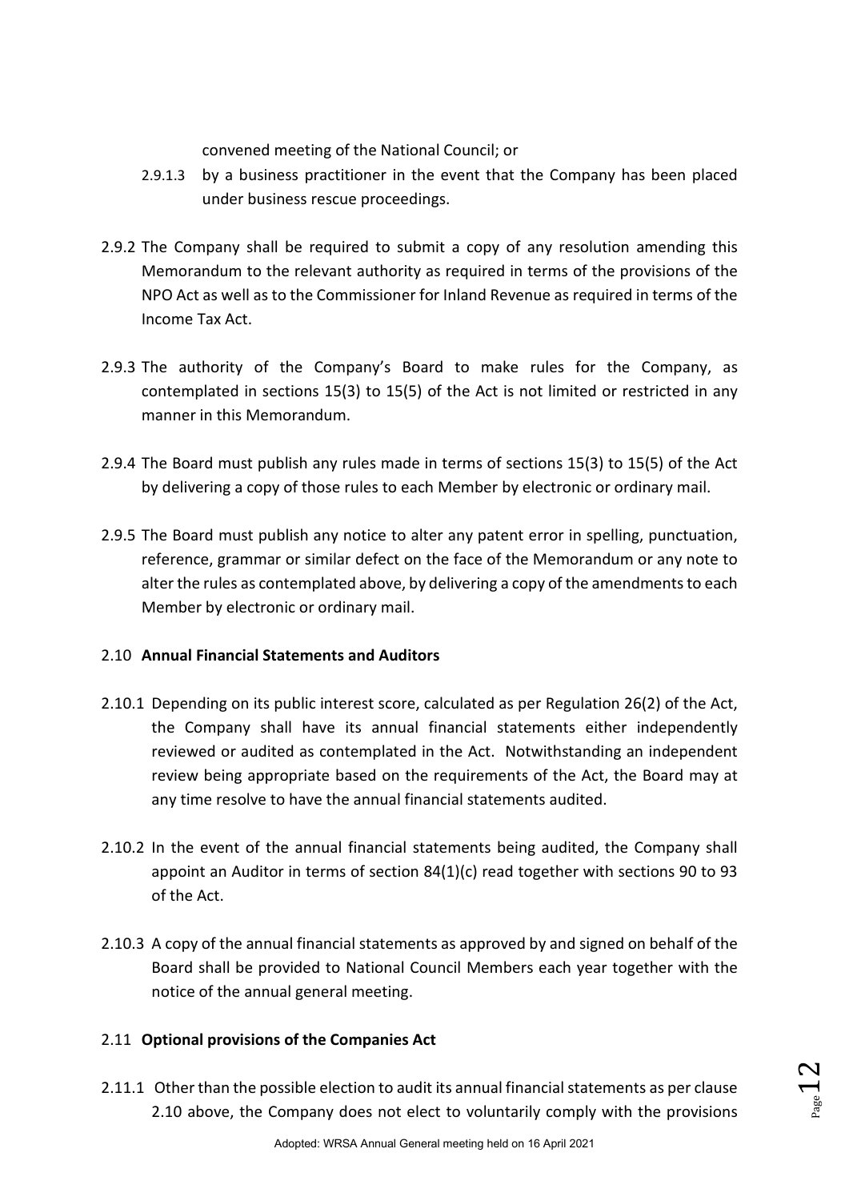convened meeting of the National Council; or

2.9.1.3 by a business practitioner in the event that the Company has been placed under business rescue proceedings.

2.9.2 The Company shall be required to submit a copy of any resolution amending this Memorandum to the relevant authority as required in terms of the provisions of the NPO Act as well as to the Commissioner for Inland Revenue as required in terms of the Income Tax Act.

2.9.3 The authority of the Company's Board to make rules for the Company, as contemplated in sections 15(3) to 15(5) of the Act is not limited or restricted in any manner in this Memorandum.

2.9.4 The Board must publish any rules made in terms of sections 15(3) to 15(5) of the Act by delivering a copy of those rules to each Member by electronic or ordinary mail.

2.9.5 The Board must publish any notice to alter any patent error in spelling, punctuation, reference, grammar or similar defect on the face of the Memorandum or any note to alter the rules as contemplated above, by delivering a copy of the amendments to each Member by electronic or ordinary mail.

## 2.10 **Annual Financial Statements and Auditors**

2.10.1 Depending on its public interest score, calculated as per Regulation 26(2) of the Act, the Company shall have its annual financial statements either independently reviewed or audited as contemplated in the Act. Notwithstanding an independent review being appropriate based on the requirements of the Act, the Board may at any time resolve to have the annual financial statements audited.

2.10.2 In the event of the annual financial statements being audited, the Company shall appoint an Auditor in terms of section 84(1)(c) read together with sections 90 to 93 of the Act.

2.10.3 A copy of the annual financial statements as approved by and signed on behalf of the Board shall be provided to National Council Members each year together with the notice of the annual general meeting.

## 2.11 **Optional provisions of the Companies Act**

2.11.1 Other than the possible election to audit its annual financial statements as per clause 2.10 above, the Company does not elect to voluntarily comply with the provisions

Adopted: WRSA Annual General meeting held on 16 April 2021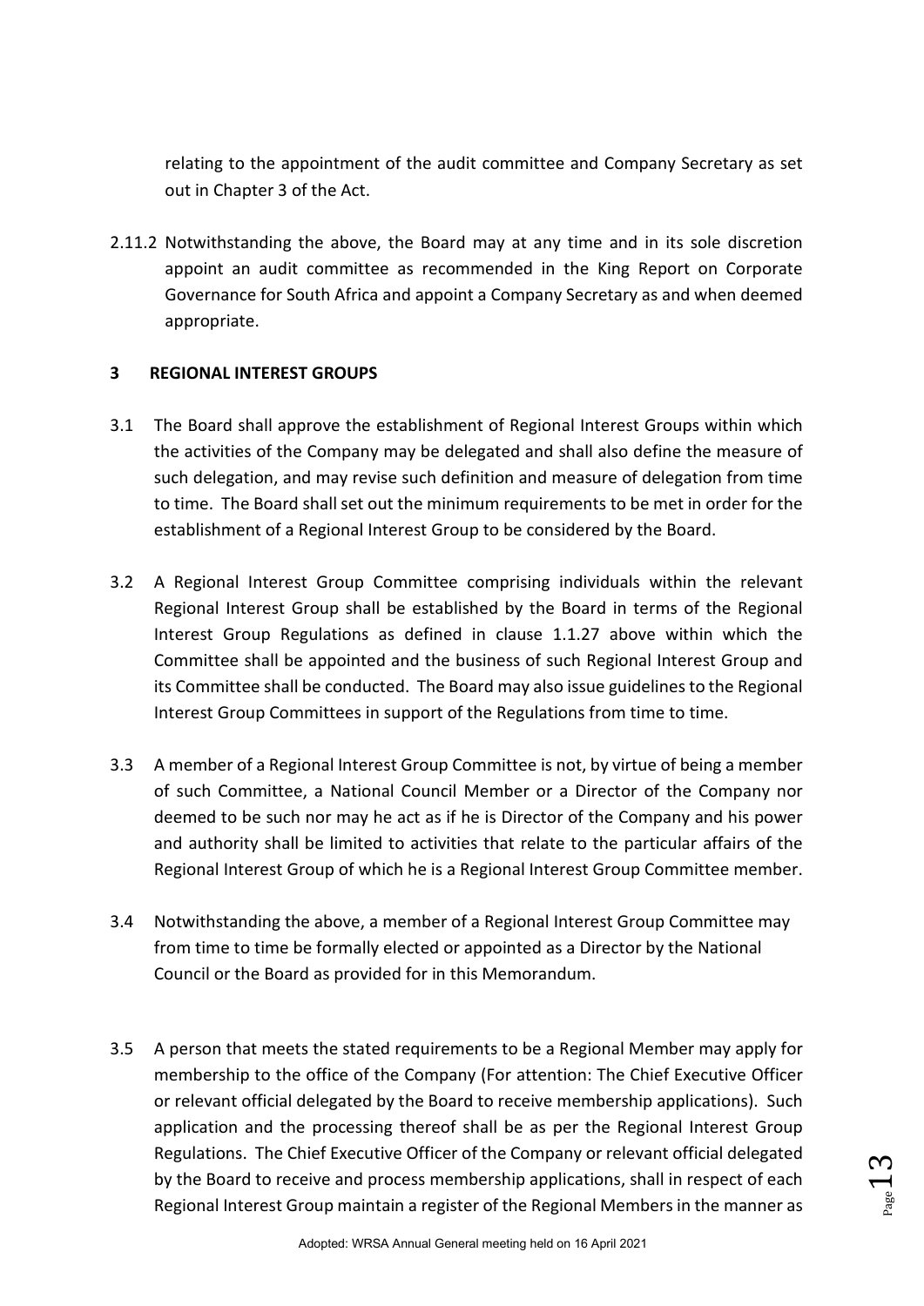relating to the appointment of the audit committee and Company Secretary as set out in Chapter 3 of the Act.

2.11.2 Notwithstanding the above, the Board may at any time and in its sole discretion appoint an audit committee as recommended in the King Report on Corporate Governance for South Africa and appoint a Company Secretary as and when deemed appropriate.

## 3 REGIONAL INTEREST GROUPS

3.1 The Board shall approve the establishment of Regional Interest Groups within which the activities of the Company may be delegated and shall also define the measure of such delegation, and may revise such definition and measure of delegation from time to time. The Board shall set out the minimum requirements to be met in order for the establishment of a Regional Interest Group to be considered by the Board.

3.2 A Regional Interest Group Committee comprising individuals within the relevant Regional Interest Group shall be established by the Board in terms of the Regional Interest Group Regulations as defined in clause 1.1.27 above within which the Committee shall be appointed and the business of such Regional Interest Group and its Committee shall be conducted. The Board may also issue guidelines to the Regional Interest Group Committees in support of the Regulations from time to time.

3.3 A member of a Regional Interest Group Committee is not, by virtue of being a member of such Committee, a National Council Member or a Director of the Company nor deemed to be such nor may he act as if he is Director of the Company and his power and authority shall be limited to activities that relate to the particular affairs of the Regional Interest Group of which he is a Regional Interest Group Committee member.

3.4 Notwithstanding the above, a member of a Regional Interest Group Committee may from time to time be formally elected or appointed as a Director by the National Council or the Board as provided for in this Memorandum.

3.5 A person that meets the stated requirements to be a Regional Member may apply for membership to the office of the Company (For attention: The Chief Executive Officer or relevant official delegated by the Board to receive membership applications). Such application and the processing thereof shall be as per the Regional Interest Group Regulations. The Chief Executive Officer of the Company or relevant official delegated by the Board to receive and process membership applications, shall in respect of each Regional Interest Group maintain a register of the Regional Members in the manner as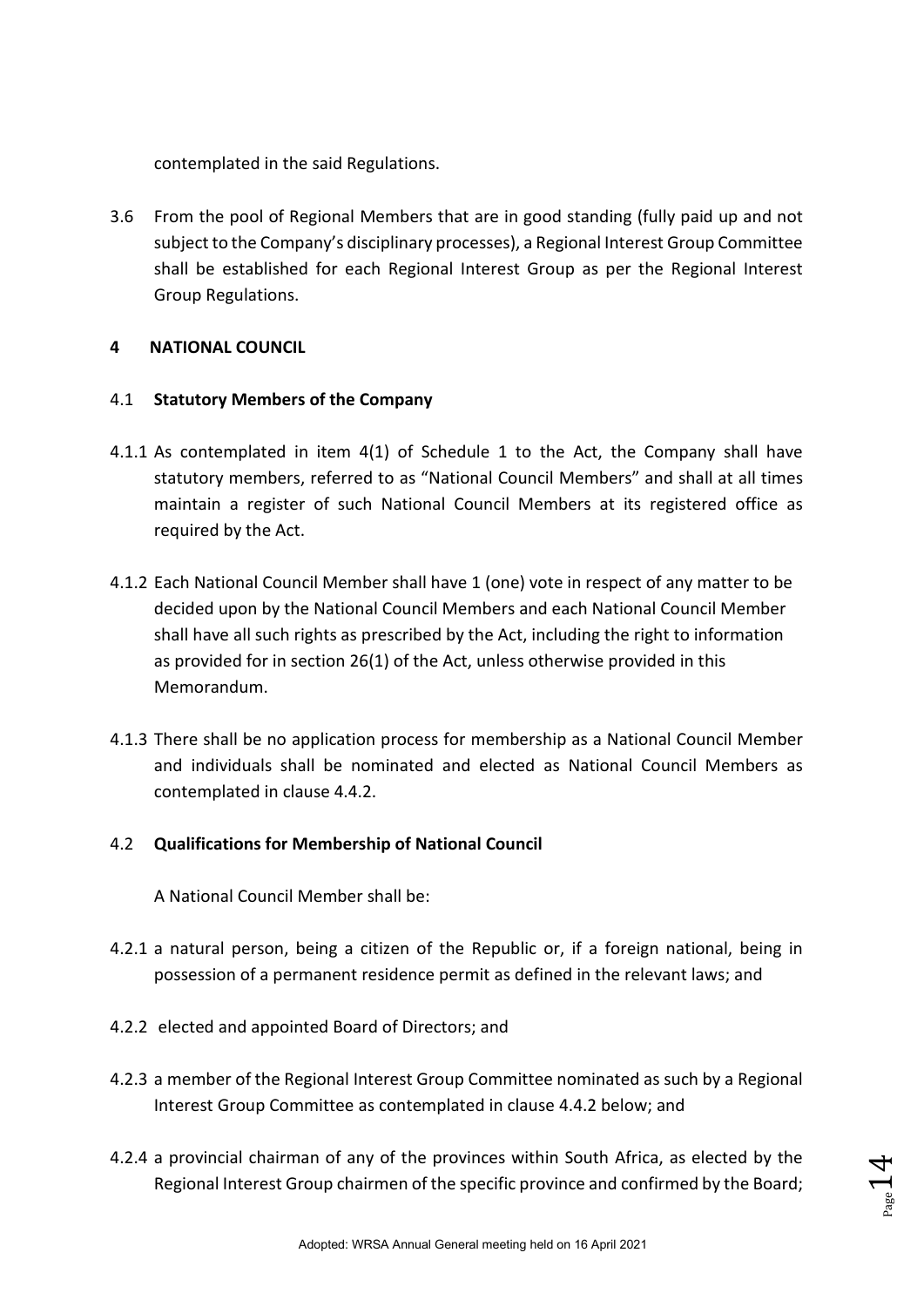contemplated in the said Regulations.

3.6 From the pool of Regional Members that are in good standing (fully paid up and not subject to the Company's disciplinary processes), a Regional Interest Group Committee shall be established for each Regional Interest Group as per the Regional Interest Group Regulations.

## 4 NATIONAL COUNCIL

### 4.1 Statutory Members of the Company

4.1.1 As contemplated in item 4(1) of Schedule 1 to the Act, the Company shall have statutory members, referred to as "National Council Members" and shall at all times maintain a register of such National Council Members at its registered office as required by the Act.

4.1.2 Each National Council Member shall have 1 (one) vote in respect of any matter to be decided upon by the National Council Members and each National Council Member shall have all such rights as prescribed by the Act, including the right to information as provided for in section 26(1) of the Act, unless otherwise provided in this Memorandum.

4.1.3 There shall be no application process for membership as a National Council Member and individuals shall be nominated and elected as National Council Members as contemplated in clause 4.4.2.

### 4.2 Qualifications for Membership of National Council

A National Council Member shall be:

4.2.1 a natural person, being a citizen of the Republic or, if a foreign national, being in possession of a permanent residence permit as defined in the relevant laws; and

4.2.2 elected and appointed Board of Directors; and

4.2.3 a member of the Regional Interest Group Committee nominated as such by a Regional Interest Group Committee as contemplated in clause 4.4.2 below; and

4.2.4 a provincial chairman of any of the provinces within South Africa, as elected by the Regional Interest Group chairmen of the specific province and confirmed by the Board;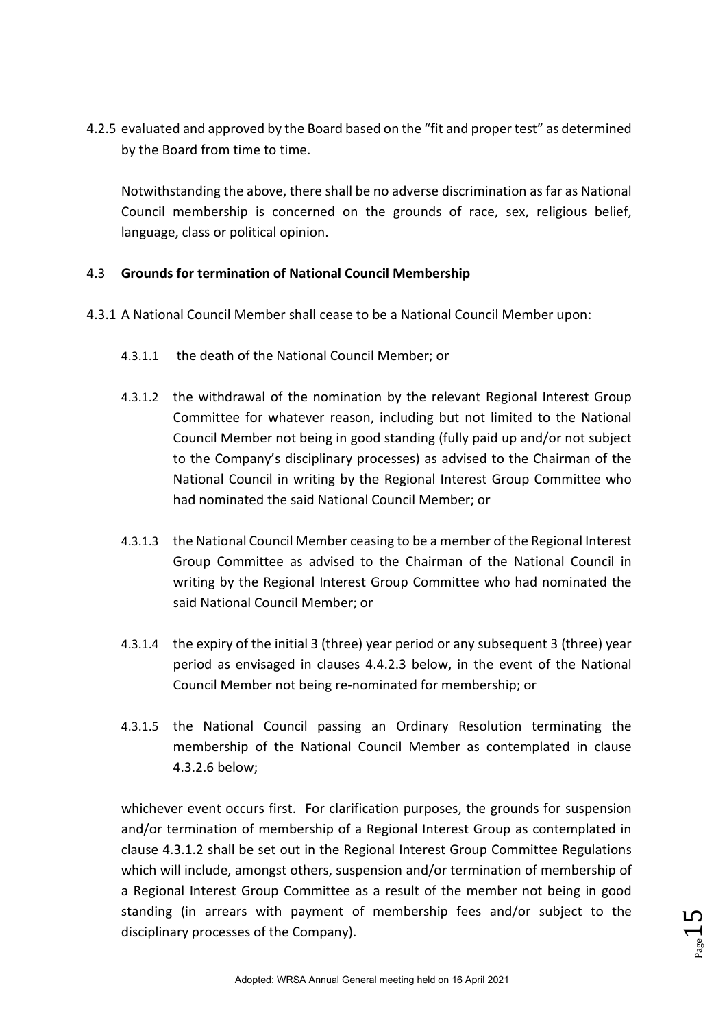4.2.5 evaluated and approved by the Board based on the "fit and proper test" as determined by the Board from time to time.

Notwithstanding the above, there shall be no adverse discrimination as far as National Council membership is concerned on the grounds of race, sex, religious belief, language, class or political opinion.

4.3 **Grounds for termination of National Council Membership**

4.3.1 A National Council Member shall cease to be a National Council Member upon:

4.3.1.1 the death of the National Council Member; or

4.3.1.2 the withdrawal of the nomination by the relevant Regional Interest Group Committee for whatever reason, including but not limited to the National Council Member not being in good standing (fully paid up and/or not subject to the Company's disciplinary processes) as advised to the Chairman of the National Council in writing by the Regional Interest Group Committee who had nominated the said National Council Member; or

4.3.1.3 the National Council Member ceasing to be a member of the Regional Interest Group Committee as advised to the Chairman of the National Council in writing by the Regional Interest Group Committee who had nominated the said National Council Member; or

4.3.1.4 the expiry of the initial 3 (three) year period or any subsequent 3 (three) year period as envisaged in clauses 4.4.2.3 below, in the event of the National Council Member not being re-nominated for membership; or

4.3.1.5 the National Council passing an Ordinary Resolution terminating the membership of the National Council Member as contemplated in clause 4.3.2.6 below;

whichever event occurs first. For clarification purposes, the grounds for suspension and/or termination of membership of a Regional Interest Group as contemplated in clause 4.3.1.2 shall be set out in the Regional Interest Group Committee Regulations which will include, amongst others, suspension and/or termination of membership of a Regional Interest Group Committee as a result of the member not being in good standing (in arrears with payment of membership fees and/or subject to the disciplinary processes of the Company).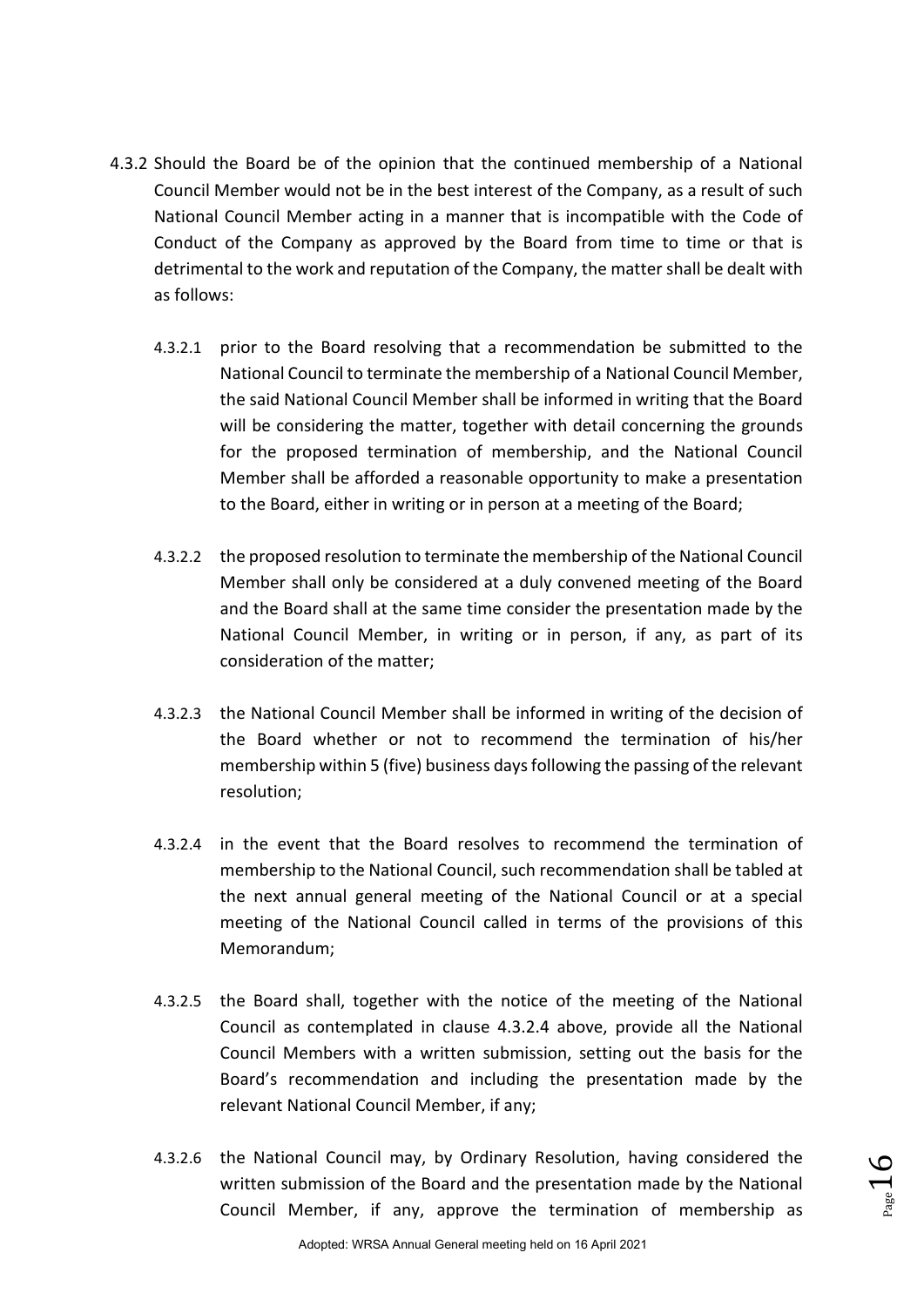4.3.2 Should the Board be of the opinion that the continued membership of a National Council Member would not be in the best interest of the Company, as a result of such National Council Member acting in a manner that is incompatible with the Code of Conduct of the Company as approved by the Board from time to time or that is detrimental to the work and reputation of the Company, the matter shall be dealt with as follows:

4.3.2.1 prior to the Board resolving that a recommendation be submitted to the National Council to terminate the membership of a National Council Member, the said National Council Member shall be informed in writing that the Board will be considering the matter, together with detail concerning the grounds for the proposed termination of membership, and the National Council Member shall be afforded a reasonable opportunity to make a presentation to the Board, either in writing or in person at a meeting of the Board;

4.3.2.2 the proposed resolution to terminate the membership of the National Council Member shall only be considered at a duly convened meeting of the Board and the Board shall at the same time consider the presentation made by the National Council Member, in writing or in person, if any, as part of its consideration of the matter;

4.3.2.3 the National Council Member shall be informed in writing of the decision of the Board whether or not to recommend the termination of his/her membership within 5 (five) business days following the passing of the relevant resolution;

4.3.2.4 in the event that the Board resolves to recommend the termination of membership to the National Council, such recommendation shall be tabled at the next annual general meeting of the National Council or at a special meeting of the National Council called in terms of the provisions of this Memorandum;

4.3.2.5 the Board shall, together with the notice of the meeting of the National Council as contemplated in clause 4.3.2.4 above, provide all the National Council Members with a written submission, setting out the basis for the Board's recommendation and including the presentation made by the relevant National Council Member, if any;

4.3.2.6 the National Council may, by Ordinary Resolution, having considered the written submission of the Board and the presentation made by the National Council Member, if any, approve the termination of membership as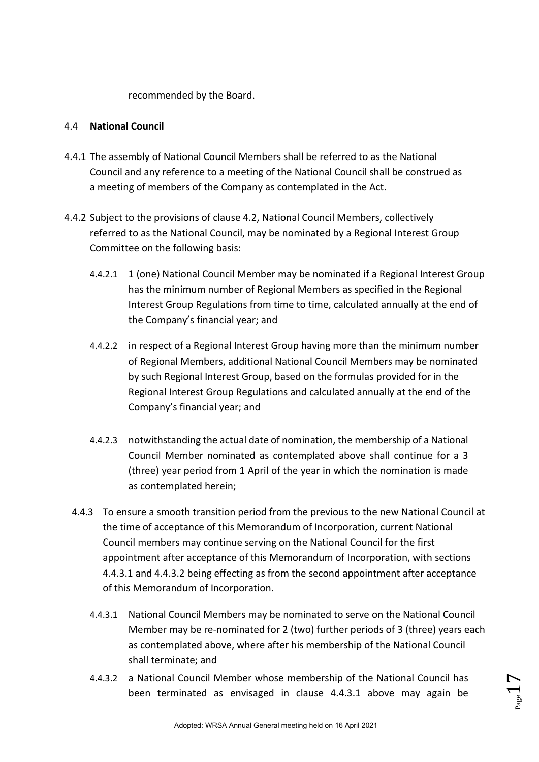recommended by the Board.

4.4 **National Council**

4.4.1 The assembly of National Council Members shall be referred to as the National Council and any reference to a meeting of the National Council shall be construed as a meeting of members of the Company as contemplated in the Act.

4.4.2 Subject to the provisions of clause 4.2, National Council Members, collectively referred to as the National Council, may be nominated by a Regional Interest Group Committee on the following basis:

4.4.2.1 1 (one) National Council Member may be nominated if a Regional Interest Group has the minimum number of Regional Members as specified in the Regional Interest Group Regulations from time to time, calculated annually at the end of the Company's financial year; and

4.4.2.2 in respect of a Regional Interest Group having more than the minimum number of Regional Members, additional National Council Members may be nominated by such Regional Interest Group, based on the formulas provided for in the Regional Interest Group Regulations and calculated annually at the end of the Company's financial year; and

4.4.2.3 notwithstanding the actual date of nomination, the membership of a National Council Member nominated as contemplated above shall continue for a 3 (three) year period from 1 April of the year in which the nomination is made as contemplated herein;

4.4.3 To ensure a smooth transition period from the previous to the new National Council at the time of acceptance of this Memorandum of Incorporation, current National Council members may continue serving on the National Council for the first appointment after acceptance of this Memorandum of Incorporation, with sections 4.4.3.1 and 4.4.3.2 being effecting as from the second appointment after acceptance of this Memorandum of Incorporation.

4.4.3.1 National Council Members may be nominated to serve on the National Council Member may be re-nominated for 2 (two) further periods of 3 (three) years each as contemplated above, where after his membership of the National Council shall terminate; and

4.4.3.2 a National Council Member whose membership of the National Council has been terminated as envisaged in clause 4.4.3.1 above may again be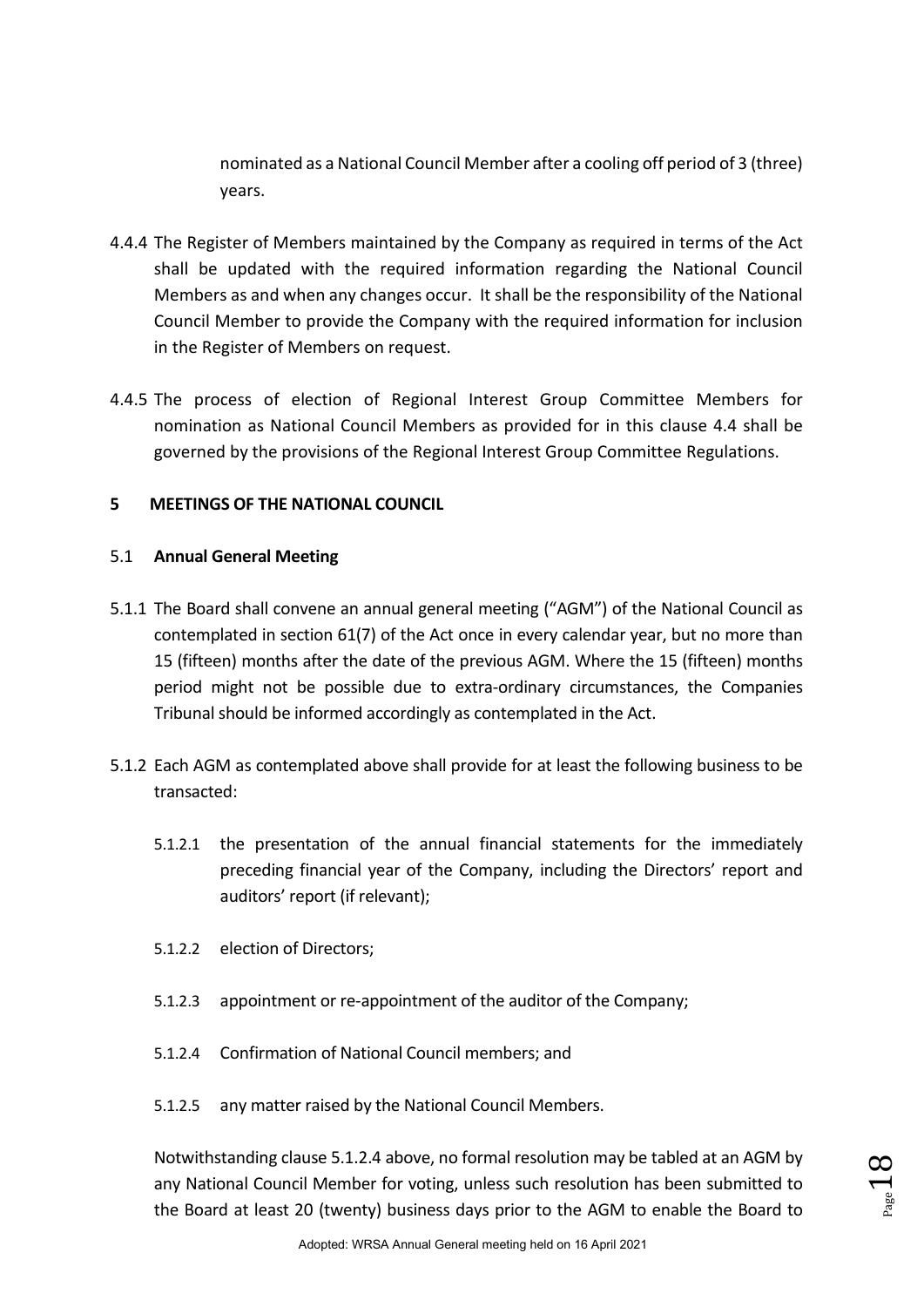nominated as a National Council Member after a cooling off period of 3 (three) years.

4.4.4 The Register of Members maintained by the Company as required in terms of the Act shall be updated with the required information regarding the National Council Members as and when any changes occur. It shall be the responsibility of the National Council Member to provide the Company with the required information for inclusion in the Register of Members on request.

4.4.5 The process of election of Regional Interest Group Committee Members for nomination as National Council Members as provided for in this clause 4.4 shall be governed by the provisions of the Regional Interest Group Committee Regulations.

## 5 MEETINGS OF THE NATIONAL COUNCIL

### 5.1 Annual General Meeting

5.1.1 The Board shall convene an annual general meeting ("AGM") of the National Council as contemplated in section 61(7) of the Act once in every calendar year, but no more than 15 (fifteen) months after the date of the previous AGM. Where the 15 (fifteen) months period might not be possible due to extra-ordinary circumstances, the Companies Tribunal should be informed accordingly as contemplated in the Act.

5.1.2 Each AGM as contemplated above shall provide for at least the following business to be transacted:

5.1.2.1 the presentation of the annual financial statements for the immediately preceding financial year of the Company, including the Directors' report and auditors' report (if relevant);

5.1.2.2 election of Directors;

5.1.2.3 appointment or re-appointment of the auditor of the Company;

5.1.2.4 Confirmation of National Council members; and

5.1.2.5 any matter raised by the National Council Members.

Notwithstanding clause 5.1.2.4 above, no formal resolution may be tabled at an AGM by any National Council Member for voting, unless such resolution has been submitted to the Board at least 20 (twenty) business days prior to the AGM to enable the Board to

Adopted: WRSA Annual General meeting held on 16 April 2021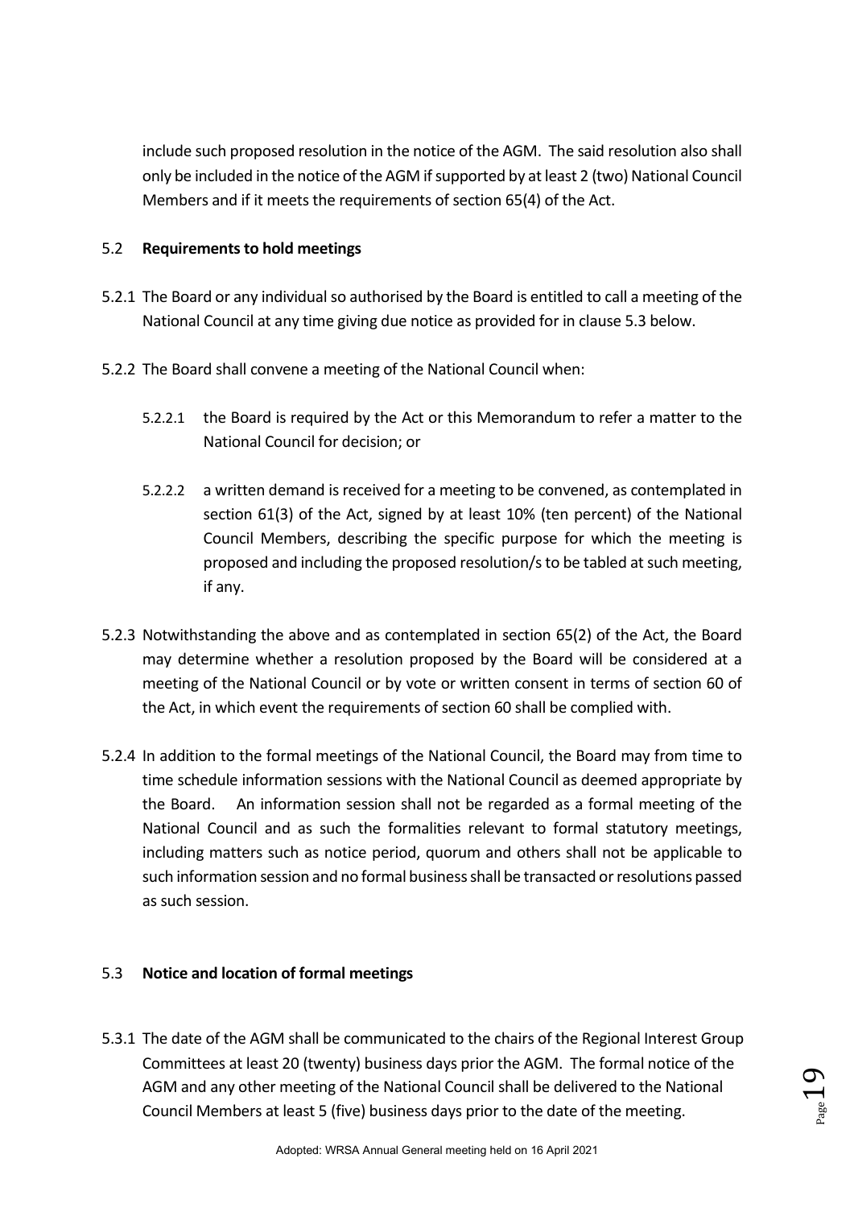include such proposed resolution in the notice of the AGM. The said resolution also shall only be included in the notice of the AGM if supported by at least 2 (two) National Council Members and if it meets the requirements of section 65(4) of the Act.

### 5.2 **Requirements to hold meetings**

5.2.1 The Board or any individual so authorised by the Board is entitled to call a meeting of the National Council at any time giving due notice as provided for in clause 5.3 below.

5.2.2 The Board shall convene a meeting of the National Council when:

5.2.2.1 the Board is required by the Act or this Memorandum to refer a matter to the National Council for decision; or

5.2.2.2 a written demand is received for a meeting to be convened, as contemplated in section 61(3) of the Act, signed by at least 10% (ten percent) of the National Council Members, describing the specific purpose for which the meeting is proposed and including the proposed resolution/s to be tabled at such meeting, if any.

5.2.3 Notwithstanding the above and as contemplated in section 65(2) of the Act, the Board may determine whether a resolution proposed by the Board will be considered at a meeting of the National Council or by vote or written consent in terms of section 60 of the Act, in which event the requirements of section 60 shall be complied with.

5.2.4 In addition to the formal meetings of the National Council, the Board may from time to time schedule information sessions with the National Council as deemed appropriate by the Board. An information session shall not be regarded as a formal meeting of the National Council and as such the formalities relevant to formal statutory meetings, including matters such as notice period, quorum and others shall not be applicable to such information session and no formal business shall be transacted or resolutions passed as such session.

### 5.3 **Notice and location of formal meetings**

5.3.1 The date of the AGM shall be communicated to the chairs of the Regional Interest Group Committees at least 20 (twenty) business days prior the AGM. The formal notice of the AGM and any other meeting of the National Council shall be delivered to the National Council Members at least 5 (five) business days prior to the date of the meeting.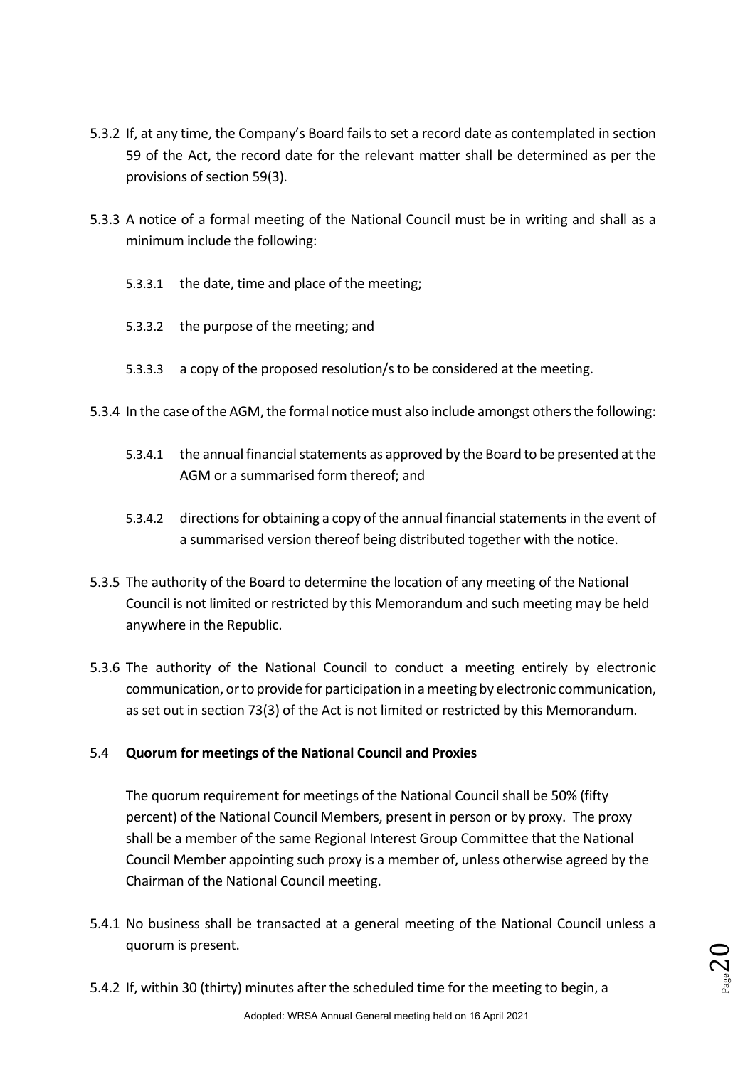5.3.2 If, at any time, the Company's Board fails to set a record date as contemplated in section 59 of the Act, the record date for the relevant matter shall be determined as per the provisions of section 59(3).

5.3.3 A notice of a formal meeting of the National Council must be in writing and shall as a minimum include the following:

5.3.3.1 the date, time and place of the meeting;

5.3.3.2 the purpose of the meeting; and

5.3.3.3 a copy of the proposed resolution/s to be considered at the meeting.

5.3.4 In the case of the AGM, the formal notice must also include amongst others the following:

5.3.4.1 the annual financial statements as approved by the Board to be presented at the AGM or a summarised form thereof; and

5.3.4.2 directions for obtaining a copy of the annual financial statements in the event of a summarised version thereof being distributed together with the notice.

5.3.5 The authority of the Board to determine the location of any meeting of the National Council is not limited or restricted by this Memorandum and such meeting may be held anywhere in the Republic.

5.3.6 The authority of the National Council to conduct a meeting entirely by electronic communication, or to provide for participation in a meeting by electronic communication, as set out in section 73(3) of the Act is not limited or restricted by this Memorandum.

5.4 **Quorum for meetings of the National Council and Proxies**

The quorum requirement for meetings of the National Council shall be 50% (fifty percent) of the National Council Members, present in person or by proxy. The proxy shall be a member of the same Regional Interest Group Committee that the National Council Member appointing such proxy is a member of, unless otherwise agreed by the Chairman of the National Council meeting.

5.4.1 No business shall be transacted at a general meeting of the National Council unless a quorum is present.

5.4.2 If, within 30 (thirty) minutes after the scheduled time for the meeting to begin, a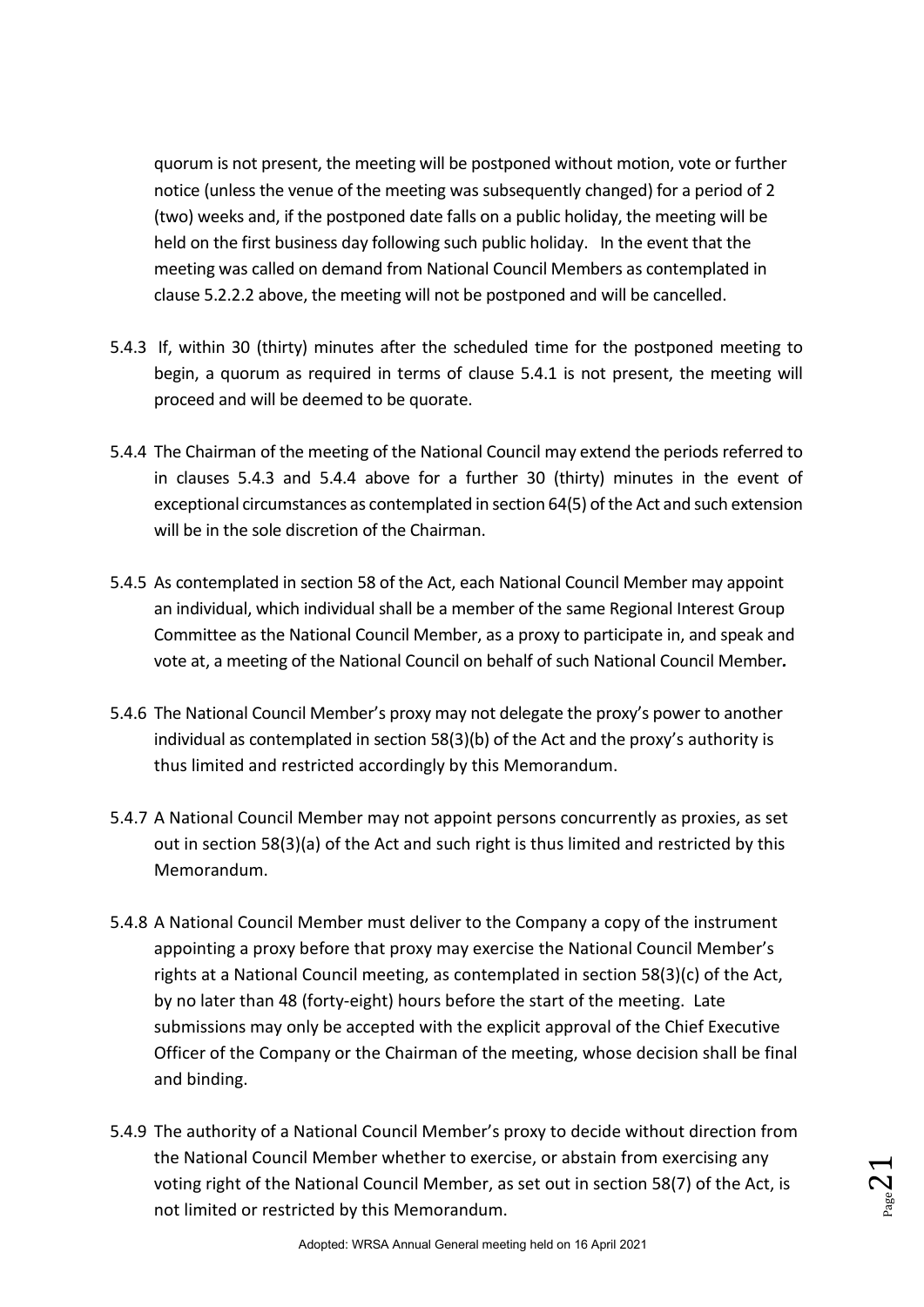quorum is not present, the meeting will be postponed without motion, vote or further notice (unless the venue of the meeting was subsequently changed) for a period of 2 (two) weeks and, if the postponed date falls on a public holiday, the meeting will be held on the first business day following such public holiday. In the event that the meeting was called on demand from National Council Members as contemplated in clause 5.2.2.2 above, the meeting will not be postponed and will be cancelled.

5.4.3 If, within 30 (thirty) minutes after the scheduled time for the postponed meeting to begin, a quorum as required in terms of clause 5.4.1 is not present, the meeting will proceed and will be deemed to be quorate.

5.4.4 The Chairman of the meeting of the National Council may extend the periods referred to in clauses 5.4.3 and 5.4.4 above for a further 30 (thirty) minutes in the event of exceptional circumstances as contemplated in section 64(5) of the Act and such extension will be in the sole discretion of the Chairman.

5.4.5 As contemplated in section 58 of the Act, each National Council Member may appoint an individual, which individual shall be a member of the same Regional Interest Group Committee as the National Council Member, as a proxy to participate in, and speak and vote at, a meeting of the National Council on behalf of such National Council Member*.*

5.4.6 The National Council Member's proxy may not delegate the proxy's power to another individual as contemplated in section 58(3)(b) of the Act and the proxy's authority is thus limited and restricted accordingly by this Memorandum.

5.4.7 A National Council Member may not appoint persons concurrently as proxies, as set out in section 58(3)(a) of the Act and such right is thus limited and restricted by this Memorandum.

5.4.8 A National Council Member must deliver to the Company a copy of the instrument appointing a proxy before that proxy may exercise the National Council Member's rights at a National Council meeting, as contemplated in section 58(3)(c) of the Act, by no later than 48 (forty-eight) hours before the start of the meeting. Late submissions may only be accepted with the explicit approval of the Chief Executive Officer of the Company or the Chairman of the meeting, whose decision shall be final and binding.

5.4.9 The authority of a National Council Member's proxy to decide without direction from the National Council Member whether to exercise, or abstain from exercising any voting right of the National Council Member, as set out in section 58(7) of the Act, is not limited or restricted by this Memorandum.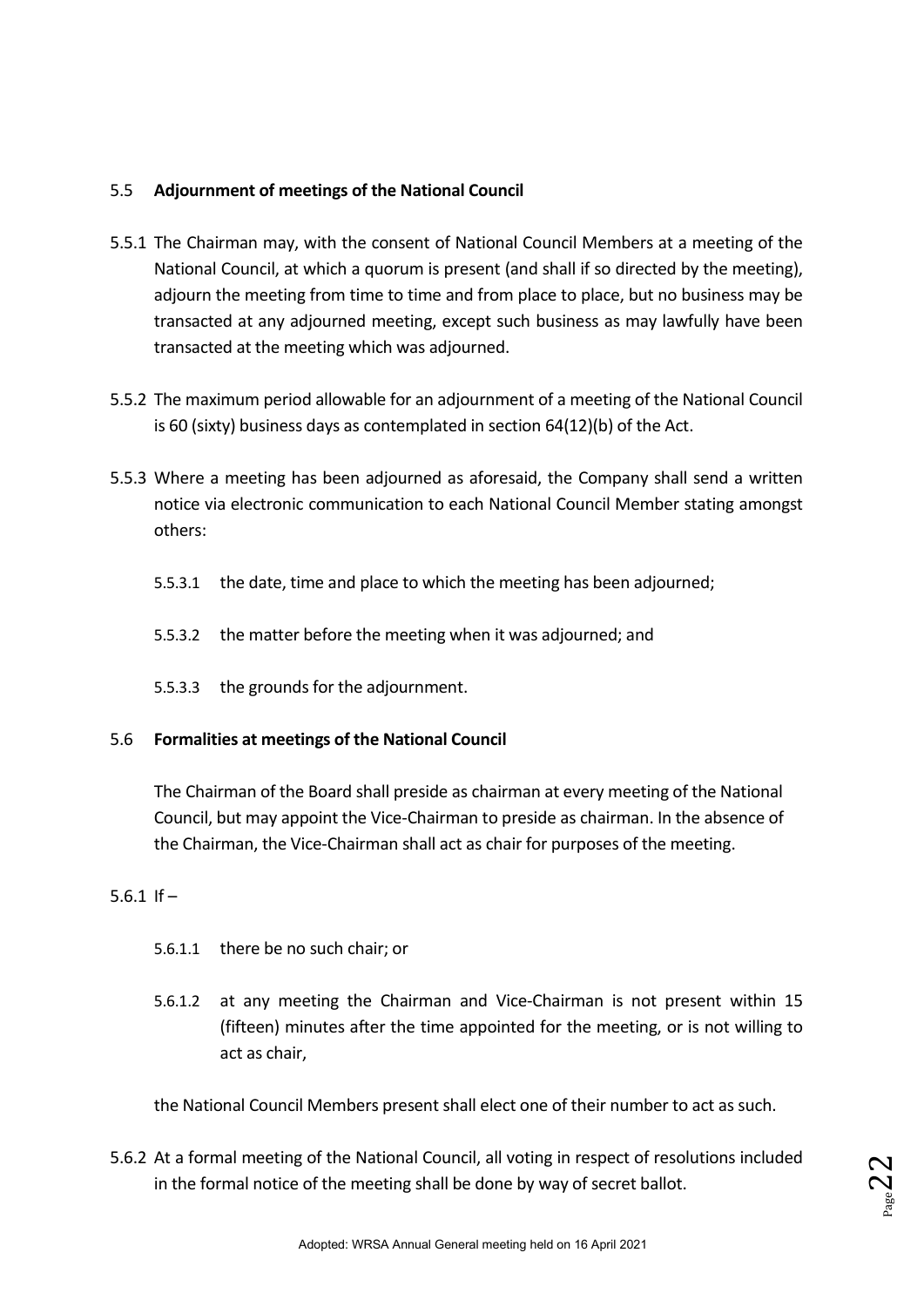### 5.5 **Adjournment of meetings of the National Council**

5.5.1 The Chairman may, with the consent of National Council Members at a meeting of the National Council, at which a quorum is present (and shall if so directed by the meeting), adjourn the meeting from time to time and from place to place, but no business may be transacted at any adjourned meeting, except such business as may lawfully have been transacted at the meeting which was adjourned.

5.5.2 The maximum period allowable for an adjournment of a meeting of the National Council is 60 (sixty) business days as contemplated in section 64(12)(b) of the Act.

5.5.3 Where a meeting has been adjourned as aforesaid, the Company shall send a written notice via electronic communication to each National Council Member stating amongst others:

- 5.5.3.1 the date, time and place to which the meeting has been adjourned;
- 5.5.3.2 the matter before the meeting when it was adjourned; and
- 5.5.3.3 the grounds for the adjournment.

### 5.6 **Formalities at meetings of the National Council**

The Chairman of the Board shall preside as chairman at every meeting of the National Council, but may appoint the Vice-Chairman to preside as chairman. In the absence of the Chairman, the Vice-Chairman shall act as chair for purposes of the meeting.

5.6.1 If –

- 5.6.1.1 there be no such chair; or
- 5.6.1.2 at any meeting the Chairman and Vice-Chairman is not present within 15 (fifteen) minutes after the time appointed for the meeting, or is not willing to act as chair,

the National Council Members present shall elect one of their number to act as such.

5.6.2 At a formal meeting of the National Council, all voting in respect of resolutions included in the formal notice of the meeting shall be done by way of secret ballot.

Adopted: WRSA Annual General meeting held on 16 April 2021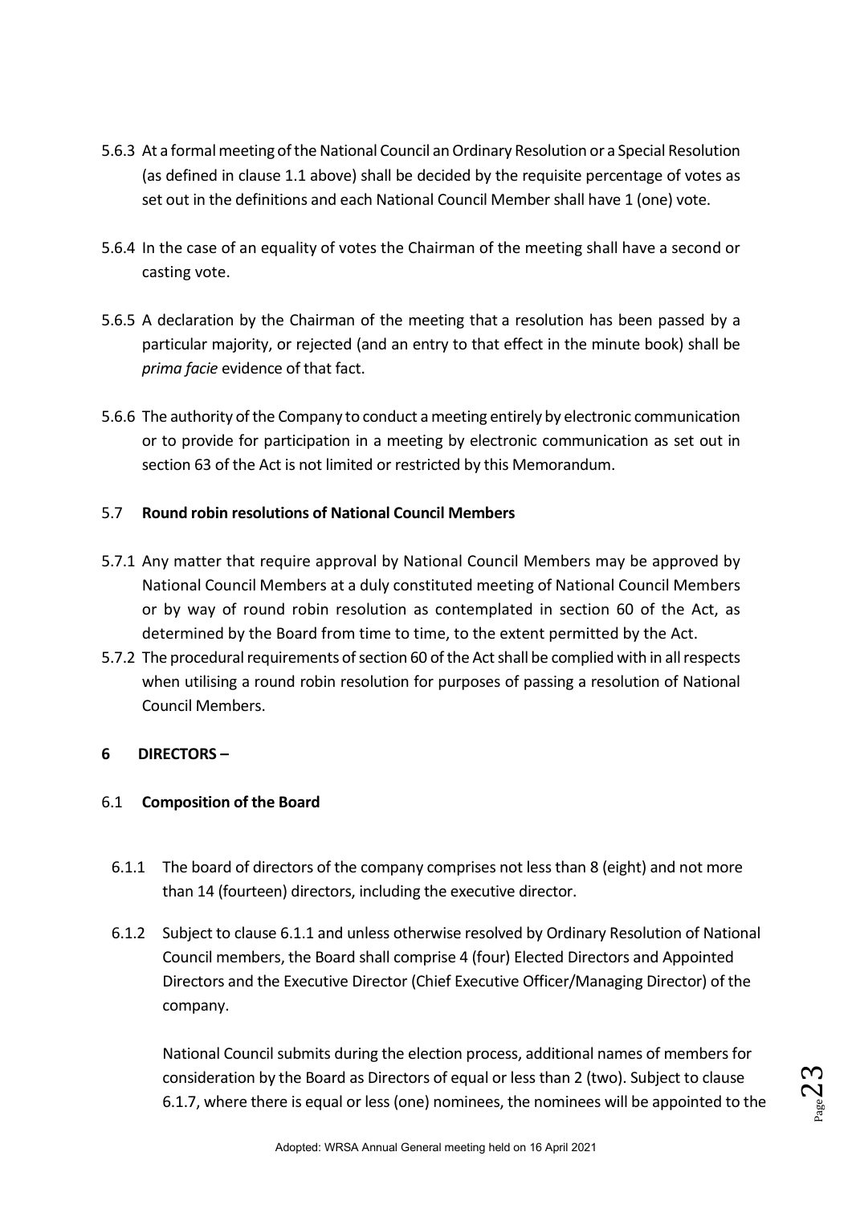5.6.3 At a formal meeting of the National Council an Ordinary Resolution or a Special Resolution (as defined in clause 1.1 above) shall be decided by the requisite percentage of votes as set out in the definitions and each National Council Member shall have 1 (one) vote.

5.6.4 In the case of an equality of votes the Chairman of the meeting shall have a second or casting vote.

5.6.5 A declaration by the Chairman of the meeting that a resolution has been passed by a particular majority, or rejected (and an entry to that effect in the minute book) shall be *prima facie* evidence of that fact.

5.6.6 The authority of the Company to conduct a meeting entirely by electronic communication or to provide for participation in a meeting by electronic communication as set out in section 63 of the Act is not limited or restricted by this Memorandum.

5.7 **Round robin resolutions of National Council Members**

5.7.1 Any matter that require approval by National Council Members may be approved by National Council Members at a duly constituted meeting of National Council Members or by way of round robin resolution as contemplated in section 60 of the Act, as determined by the Board from time to time, to the extent permitted by the Act.

5.7.2 The procedural requirements of section 60 of the Act shall be complied with in all respects when utilising a round robin resolution for purposes of passing a resolution of National Council Members.

**6 DIRECTORS –**

6.1 **Composition of the Board**

6.1.1 The board of directors of the company comprises not less than 8 (eight) and not more than 14 (fourteen) directors, including the executive director.

6.1.2 Subject to clause 6.1.1 and unless otherwise resolved by Ordinary Resolution of National Council members, the Board shall comprise 4 (four) Elected Directors and Appointed Directors and the Executive Director (Chief Executive Officer/Managing Director) of the company.

National Council submits during the election process, additional names of members for consideration by the Board as Directors of equal or less than 2 (two). Subject to clause 6.1.7, where there is equal or less (one) nominees, the nominees will be appointed to the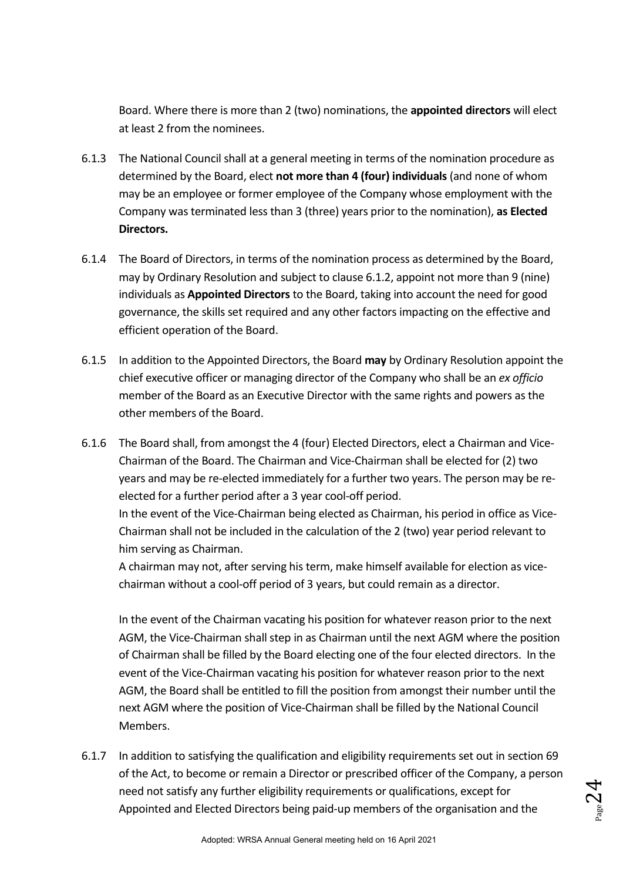Board. Where there is more than 2 (two) nominations, the **appointed directors** will elect at least 2 from the nominees.

6.1.3 The National Council shall at a general meeting in terms of the nomination procedure as determined by the Board, elect **not more than 4 (four) individuals** (and none of whom may be an employee or former employee of the Company whose employment with the Company was terminated less than 3 (three) years prior to the nomination), **as Elected Directors.**

6.1.4 The Board of Directors, in terms of the nomination process as determined by the Board, may by Ordinary Resolution and subject to clause 6.1.2, appoint not more than 9 (nine) individuals as **Appointed Directors** to the Board, taking into account the need for good governance, the skills set required and any other factors impacting on the effective and efficient operation of the Board.

6.1.5 In addition to the Appointed Directors, the Board **may** by Ordinary Resolution appoint the chief executive officer or managing director of the Company who shall be an *ex officio* member of the Board as an Executive Director with the same rights and powers as the other members of the Board.

6.1.6 The Board shall, from amongst the 4 (four) Elected Directors, elect a Chairman and Vice-Chairman of the Board. The Chairman and Vice-Chairman shall be elected for (2) two years and may be re-elected immediately for a further two years. The person may be re-elected for a further period after a 3 year cool-off period.

In the event of the Vice-Chairman being elected as Chairman, his period in office as Vice-Chairman shall not be included in the calculation of the 2 (two) year period relevant to him serving as Chairman.

A chairman may not, after serving his term, make himself available for election as vice-chairman without a cool-off period of 3 years, but could remain as a director.

In the event of the Chairman vacating his position for whatever reason prior to the next AGM, the Vice-Chairman shall step in as Chairman until the next AGM where the position of Chairman shall be filled by the Board electing one of the four elected directors. In the event of the Vice-Chairman vacating his position for whatever reason prior to the next AGM, the Board shall be entitled to fill the position from amongst their number until the next AGM where the position of Vice-Chairman shall be filled by the National Council Members.

6.1.7 In addition to satisfying the qualification and eligibility requirements set out in section 69 of the Act, to become or remain a Director or prescribed officer of the Company, a person need not satisfy any further eligibility requirements or qualifications, except for Appointed and Elected Directors being paid-up members of the organisation and the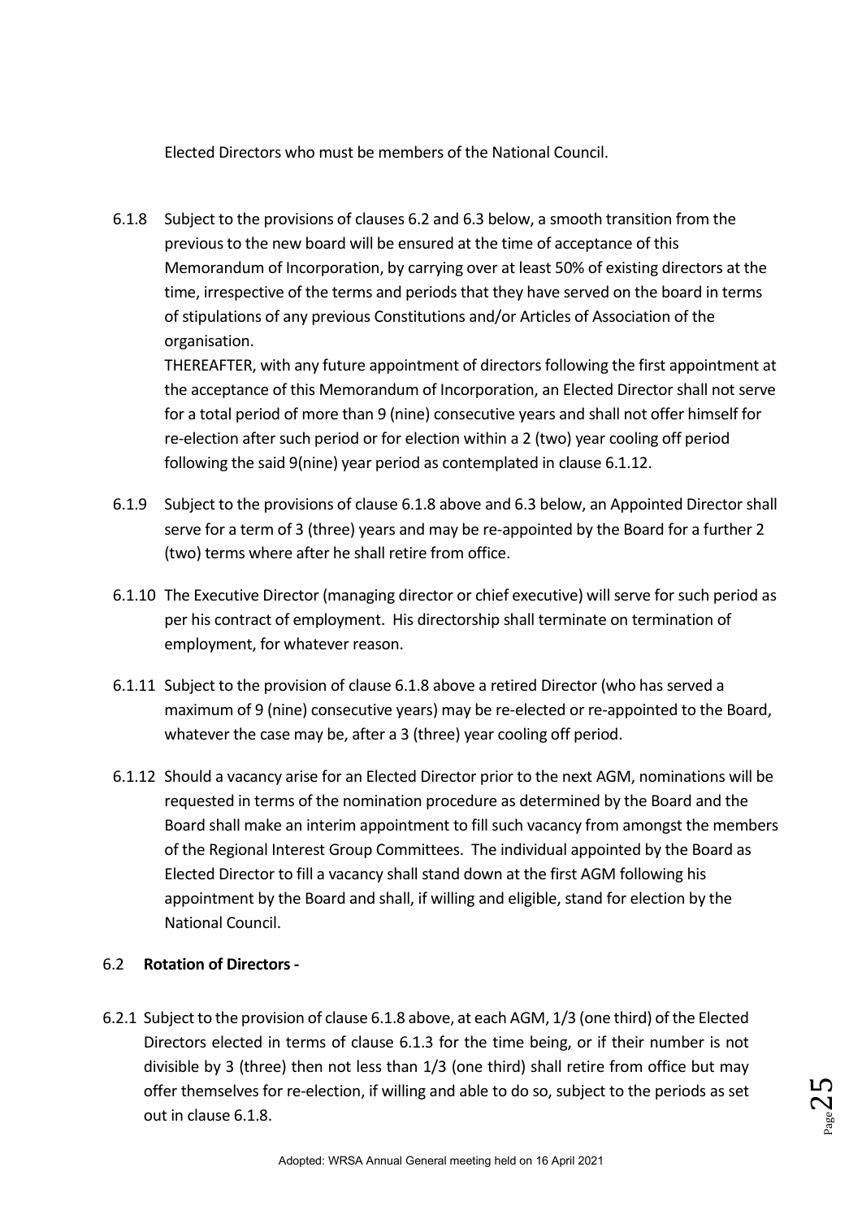Elected Directors who must be members of the National Council.

6.1.8 Subject to the provisions of clauses 6.2 and 6.3 below, a smooth transition from the previous to the new board will be ensured at the time of acceptance of this Memorandum of Incorporation, by carrying over at least 50% of existing directors at the time, irrespective of the terms and periods that they have served on the board in terms of stipulations of any previous Constitutions and/or Articles of Association of the organisation.

THEREAFTER, with any future appointment of directors following the first appointment at the acceptance of this Memorandum of Incorporation, an Elected Director shall not serve for a total period of more than 9 (nine) consecutive years and shall not offer himself for re-election after such period or for election within a 2 (two) year cooling off period following the said 9(nine) year period as contemplated in clause 6.1.12.

6.1.9 Subject to the provisions of clause 6.1.8 above and 6.3 below, an Appointed Director shall serve for a term of 3 (three) years and may be re-appointed by the Board for a further 2 (two) terms where after he shall retire from office.

6.1.10 The Executive Director (managing director or chief executive) will serve for such period as per his contract of employment. His directorship shall terminate on termination of employment, for whatever reason.

6.1.11 Subject to the provision of clause 6.1.8 above a retired Director (who has served a maximum of 9 (nine) consecutive years) may be re-elected or re-appointed to the Board, whatever the case may be, after a 3 (three) year cooling off period.

6.1.12 Should a vacancy arise for an Elected Director prior to the next AGM, nominations will be requested in terms of the nomination procedure as determined by the Board and the Board shall make an interim appointment to fill such vacancy from amongst the members of the Regional Interest Group Committees. The individual appointed by the Board as Elected Director to fill a vacancy shall stand down at the first AGM following his appointment by the Board and shall, if willing and eligible, stand for election by the National Council.

6.2 **Rotation of Directors -**

6.2.1 Subject to the provision of clause 6.1.8 above, at each AGM, 1/3 (one third) of the Elected Directors elected in terms of clause 6.1.3 for the time being, or if their number is not divisible by 3 (three) then not less than 1/3 (one third) shall retire from office but may offer themselves for re-election, if willing and able to do so, subject to the periods as set out in clause 6.1.8.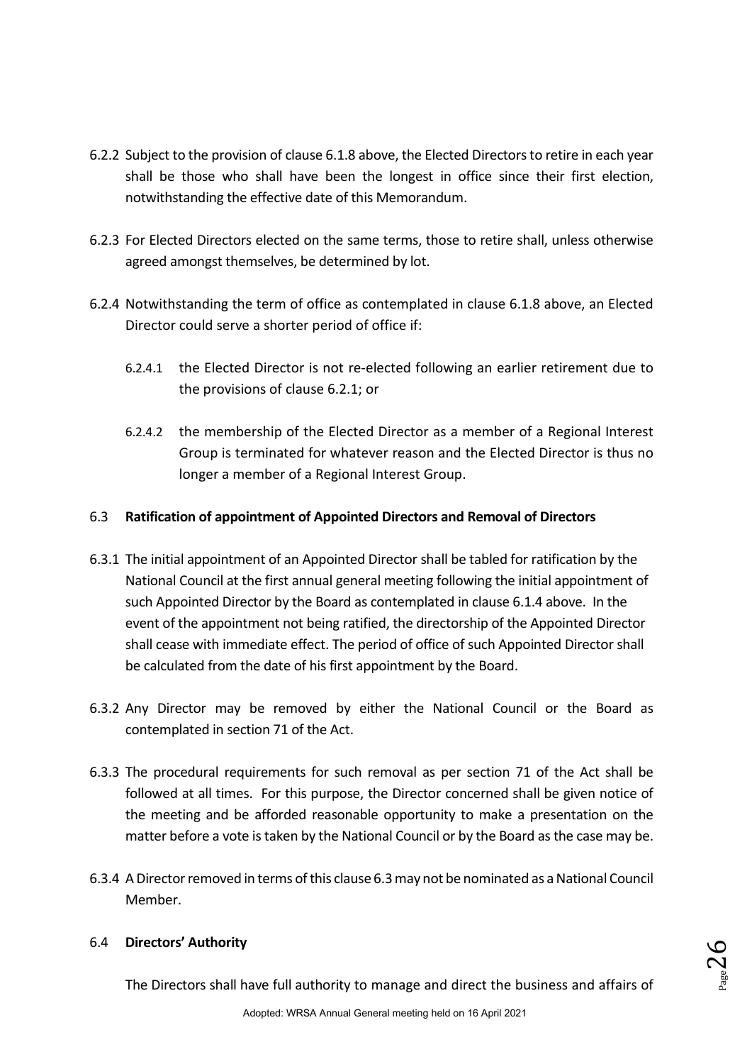6.2.2 Subject to the provision of clause 6.1.8 above, the Elected Directors to retire in each year shall be those who shall have been the longest in office since their first election, notwithstanding the effective date of this Memorandum.

6.2.3 For Elected Directors elected on the same terms, those to retire shall, unless otherwise agreed amongst themselves, be determined by lot.

6.2.4 Notwithstanding the term of office as contemplated in clause 6.1.8 above, an Elected Director could serve a shorter period of office if:

6.2.4.1 the Elected Director is not re-elected following an earlier retirement due to the provisions of clause 6.2.1; or

6.2.4.2 the membership of the Elected Director as a member of a Regional Interest Group is terminated for whatever reason and the Elected Director is thus no longer a member of a Regional Interest Group.

6.3 **Ratification of appointment of Appointed Directors and Removal of Directors**

6.3.1 The initial appointment of an Appointed Director shall be tabled for ratification by the National Council at the first annual general meeting following the initial appointment of such Appointed Director by the Board as contemplated in clause 6.1.4 above. In the event of the appointment not being ratified, the directorship of the Appointed Director shall cease with immediate effect. The period of office of such Appointed Director shall be calculated from the date of his first appointment by the Board.

6.3.2 Any Director may be removed by either the National Council or the Board as contemplated in section 71 of the Act.

6.3.3 The procedural requirements for such removal as per section 71 of the Act shall be followed at all times. For this purpose, the Director concerned shall be given notice of the meeting and be afforded reasonable opportunity to make a presentation on the matter before a vote is taken by the National Council or by the Board as the case may be.

6.3.4 A Director removed in terms of this clause 6.3 may not be nominated as a National Council Member.

6.4 **Directors' Authority**

The Directors shall have full authority to manage and direct the business and affairs of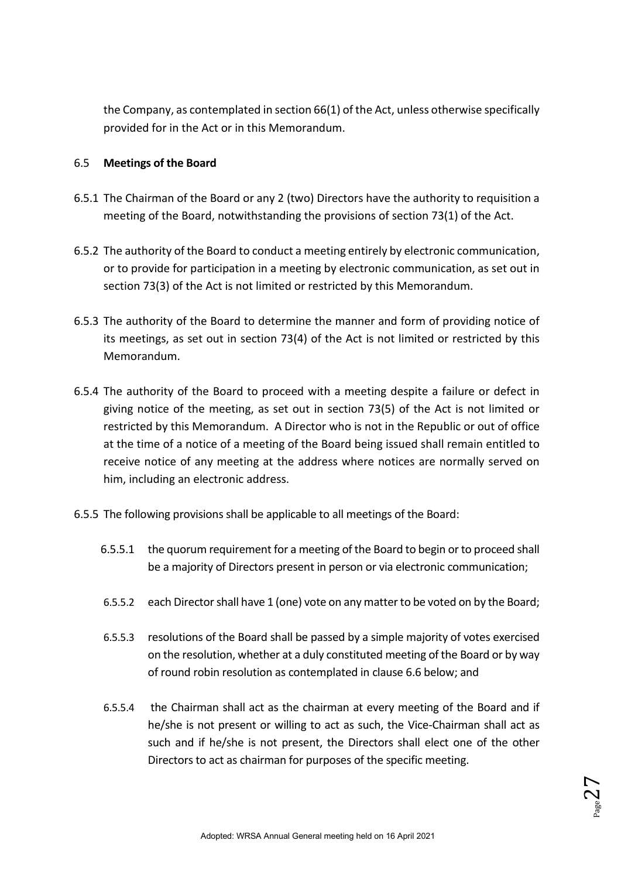the Company, as contemplated in section 66(1) of the Act, unless otherwise specifically provided for in the Act or in this Memorandum.

6.5 **Meetings of the Board**

6.5.1 The Chairman of the Board or any 2 (two) Directors have the authority to requisition a meeting of the Board, notwithstanding the provisions of section 73(1) of the Act.

6.5.2 The authority of the Board to conduct a meeting entirely by electronic communication, or to provide for participation in a meeting by electronic communication, as set out in section 73(3) of the Act is not limited or restricted by this Memorandum.

6.5.3 The authority of the Board to determine the manner and form of providing notice of its meetings, as set out in section 73(4) of the Act is not limited or restricted by this Memorandum.

6.5.4 The authority of the Board to proceed with a meeting despite a failure or defect in giving notice of the meeting, as set out in section 73(5) of the Act is not limited or restricted by this Memorandum. A Director who is not in the Republic or out of office at the time of a notice of a meeting of the Board being issued shall remain entitled to receive notice of any meeting at the address where notices are normally served on him, including an electronic address.

6.5.5 The following provisions shall be applicable to all meetings of the Board:

6.5.5.1 the quorum requirement for a meeting of the Board to begin or to proceed shall be a majority of Directors present in person or via electronic communication;

6.5.5.2 each Director shall have 1 (one) vote on any matter to be voted on by the Board;

6.5.5.3 resolutions of the Board shall be passed by a simple majority of votes exercised on the resolution, whether at a duly constituted meeting of the Board or by way of round robin resolution as contemplated in clause 6.6 below; and

6.5.5.4 the Chairman shall act as the chairman at every meeting of the Board and if he/she is not present or willing to act as such, the Vice-Chairman shall act as such and if he/she is not present, the Directors shall elect one of the other Directors to act as chairman for purposes of the specific meeting.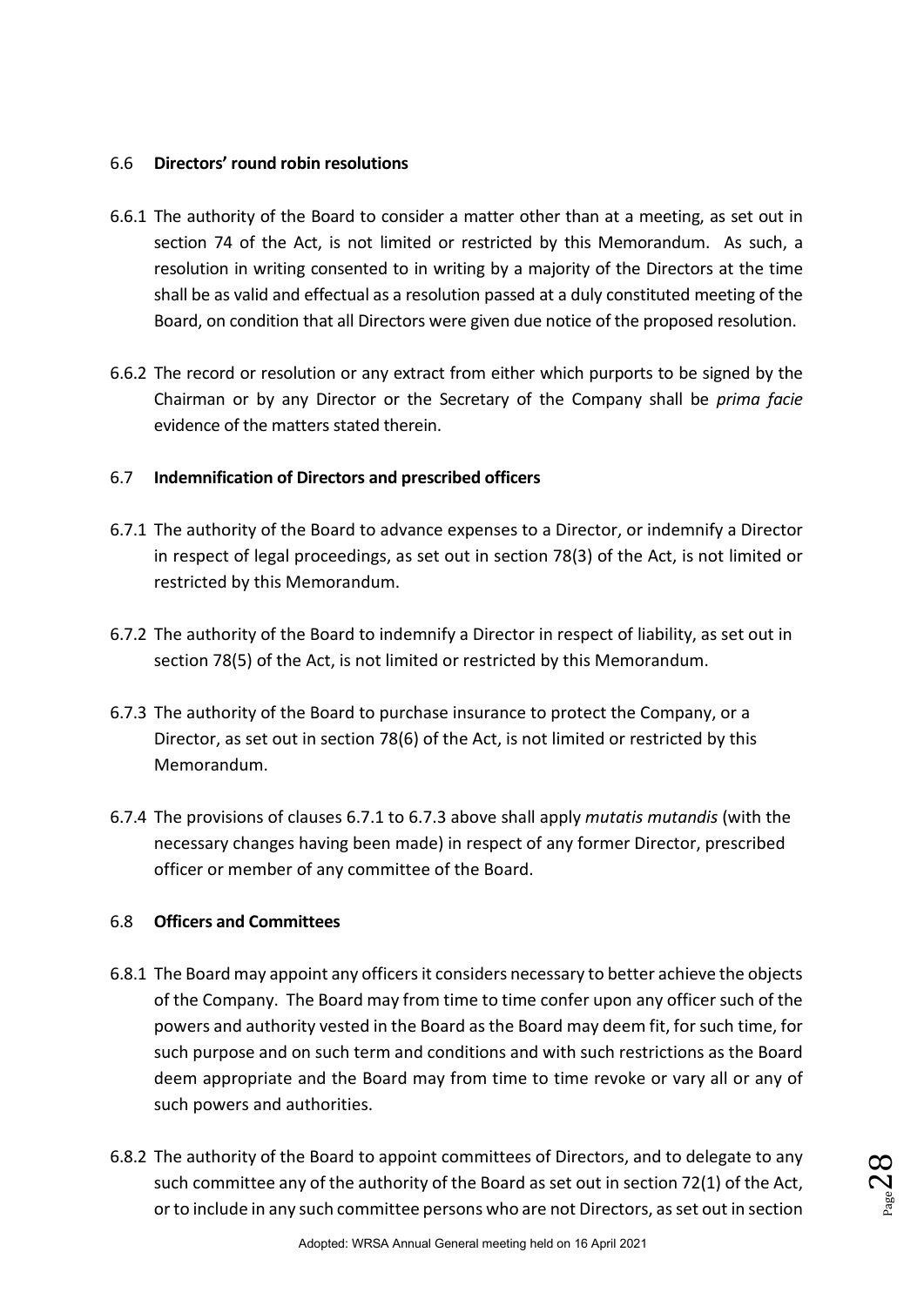### 6.6 **Directors' round robin resolutions**

6.6.1 The authority of the Board to consider a matter other than at a meeting, as set out in section 74 of the Act, is not limited or restricted by this Memorandum. As such, a resolution in writing consented to in writing by a majority of the Directors at the time shall be as valid and effectual as a resolution passed at a duly constituted meeting of the Board, on condition that all Directors were given due notice of the proposed resolution.

6.6.2 The record or resolution or any extract from either which purports to be signed by the Chairman or by any Director or the Secretary of the Company shall be *prima facie* evidence of the matters stated therein.

### 6.7 **Indemnification of Directors and prescribed officers**

6.7.1 The authority of the Board to advance expenses to a Director, or indemnify a Director in respect of legal proceedings, as set out in section 78(3) of the Act, is not limited or restricted by this Memorandum.

6.7.2 The authority of the Board to indemnify a Director in respect of liability, as set out in section 78(5) of the Act, is not limited or restricted by this Memorandum.

6.7.3 The authority of the Board to purchase insurance to protect the Company, or a Director, as set out in section 78(6) of the Act, is not limited or restricted by this Memorandum.

6.7.4 The provisions of clauses 6.7.1 to 6.7.3 above shall apply *mutatis mutandis* (with the necessary changes having been made) in respect of any former Director, prescribed officer or member of any committee of the Board.

### 6.8 **Officers and Committees**

6.8.1 The Board may appoint any officers it considers necessary to better achieve the objects of the Company. The Board may from time to time confer upon any officer such of the powers and authority vested in the Board as the Board may deem fit, for such time, for such purpose and on such term and conditions and with such restrictions as the Board deem appropriate and the Board may from time to time revoke or vary all or any of such powers and authorities.

6.8.2 The authority of the Board to appoint committees of Directors, and to delegate to any such committee any of the authority of the Board as set out in section 72(1) of the Act, or to include in any such committee persons who are not Directors, as set out in section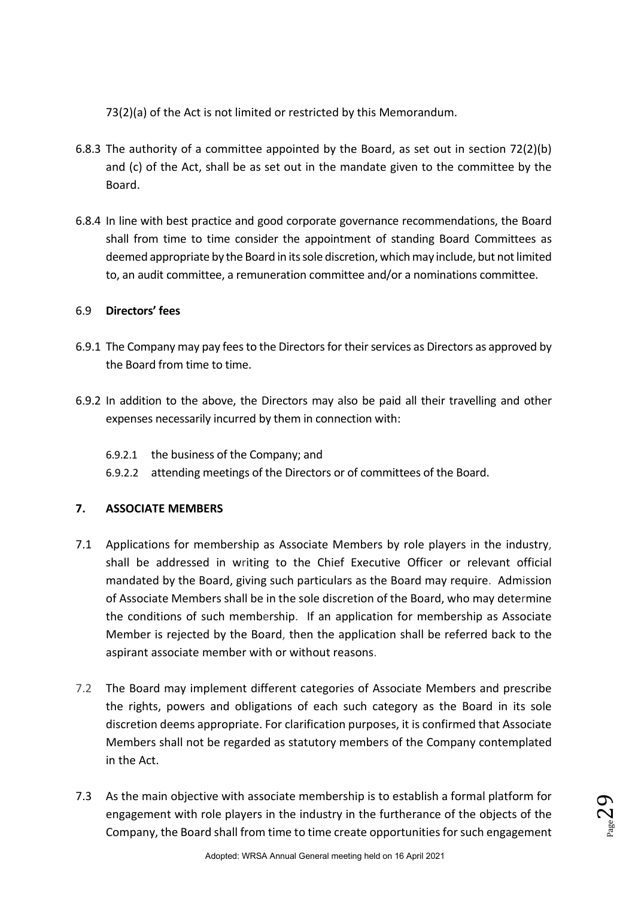73(2)(a) of the Act is not limited or restricted by this Memorandum.

6.8.3 The authority of a committee appointed by the Board, as set out in section 72(2)(b) and (c) of the Act, shall be as set out in the mandate given to the committee by the Board.

6.8.4 In line with best practice and good corporate governance recommendations, the Board shall from time to time consider the appointment of standing Board Committees as deemed appropriate by the Board in its sole discretion, which may include, but not limited to, an audit committee, a remuneration committee and/or a nominations committee.

6.9 **Directors' fees**

6.9.1 The Company may pay fees to the Directors for their services as Directors as approved by the Board from time to time.

6.9.2 In addition to the above, the Directors may also be paid all their travelling and other expenses necessarily incurred by them in connection with:

6.9.2.1 the business of the Company; and

6.9.2.2 attending meetings of the Directors or of committees of the Board.

## 7. ASSOCIATE MEMBERS

7.1 Applications for membership as Associate Members by role players in the industry, shall be addressed in writing to the Chief Executive Officer or relevant official mandated by the Board, giving such particulars as the Board may require. Admission of Associate Members shall be in the sole discretion of the Board, who may determine the conditions of such membership. If an application for membership as Associate Member is rejected by the Board, then the application shall be referred back to the aspirant associate member with or without reasons.

7.2 The Board may implement different categories of Associate Members and prescribe the rights, powers and obligations of each such category as the Board in its sole discretion deems appropriate. For clarification purposes, it is confirmed that Associate Members shall not be regarded as statutory members of the Company contemplated in the Act.

7.3 As the main objective with associate membership is to establish a formal platform for engagement with role players in the industry in the furtherance of the objects of the Company, the Board shall from time to time create opportunities for such engagement

Adopted: WRSA Annual General meeting held on 16 April 2021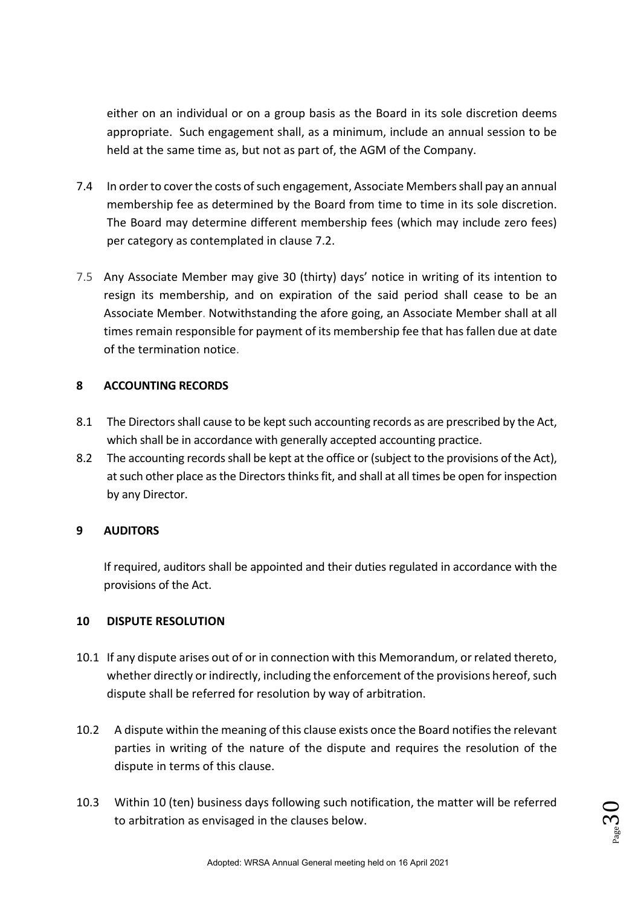either on an individual or on a group basis as the Board in its sole discretion deems appropriate. Such engagement shall, as a minimum, include an annual session to be held at the same time as, but not as part of, the AGM of the Company.

7.4 In order to cover the costs of such engagement, Associate Members shall pay an annual membership fee as determined by the Board from time to time in its sole discretion. The Board may determine different membership fees (which may include zero fees) per category as contemplated in clause 7.2.

7.5 Any Associate Member may give 30 (thirty) days' notice in writing of its intention to resign its membership, and on expiration of the said period shall cease to be an Associate Member. Notwithstanding the afore going, an Associate Member shall at all times remain responsible for payment of its membership fee that has fallen due at date of the termination notice.

## 8 ACCOUNTING RECORDS

8.1 The Directors shall cause to be kept such accounting records as are prescribed by the Act, which shall be in accordance with generally accepted accounting practice.

8.2 The accounting records shall be kept at the office or (subject to the provisions of the Act), at such other place as the Directors thinks fit, and shall at all times be open for inspection by any Director.

## 9 AUDITORS

If required, auditors shall be appointed and their duties regulated in accordance with the provisions of the Act.

## 10 DISPUTE RESOLUTION

10.1 If any dispute arises out of or in connection with this Memorandum, or related thereto, whether directly or indirectly, including the enforcement of the provisions hereof, such dispute shall be referred for resolution by way of arbitration.

10.2 A dispute within the meaning of this clause exists once the Board notifies the relevant parties in writing of the nature of the dispute and requires the resolution of the dispute in terms of this clause.

10.3 Within 10 (ten) business days following such notification, the matter will be referred to arbitration as envisaged in the clauses below.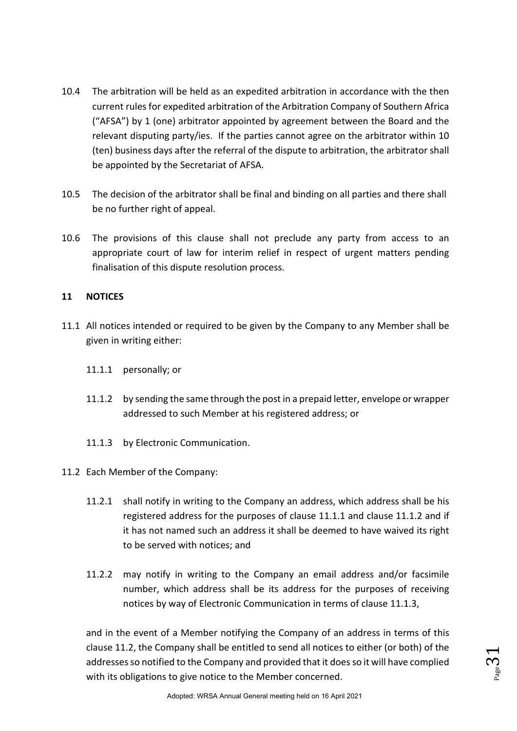10.4 The arbitration will be held as an expedited arbitration in accordance with the then current rules for expedited arbitration of the Arbitration Company of Southern Africa ("AFSA") by 1 (one) arbitrator appointed by agreement between the Board and the relevant disputing party/ies. If the parties cannot agree on the arbitrator within 10 (ten) business days after the referral of the dispute to arbitration, the arbitrator shall be appointed by the Secretariat of AFSA.

10.5 The decision of the arbitrator shall be final and binding on all parties and there shall be no further right of appeal.

10.6 The provisions of this clause shall not preclude any party from access to an appropriate court of law for interim relief in respect of urgent matters pending finalisation of this dispute resolution process.

## 11 NOTICES

11.1 All notices intended or required to be given by the Company to any Member shall be given in writing either:

11.1.1 personally; or

11.1.2 by sending the same through the post in a prepaid letter, envelope or wrapper addressed to such Member at his registered address; or

11.1.3 by Electronic Communication.

11.2 Each Member of the Company:

11.2.1 shall notify in writing to the Company an address, which address shall be his registered address for the purposes of clause 11.1.1 and clause 11.1.2 and if it has not named such an address it shall be deemed to have waived its right to be served with notices; and

11.2.2 may notify in writing to the Company an email address and/or facsimile number, which address shall be its address for the purposes of receiving notices by way of Electronic Communication in terms of clause 11.1.3,

and in the event of a Member notifying the Company of an address in terms of this clause 11.2, the Company shall be entitled to send all notices to either (or both) of the addresses so notified to the Company and provided that it does so it will have complied with its obligations to give notice to the Member concerned.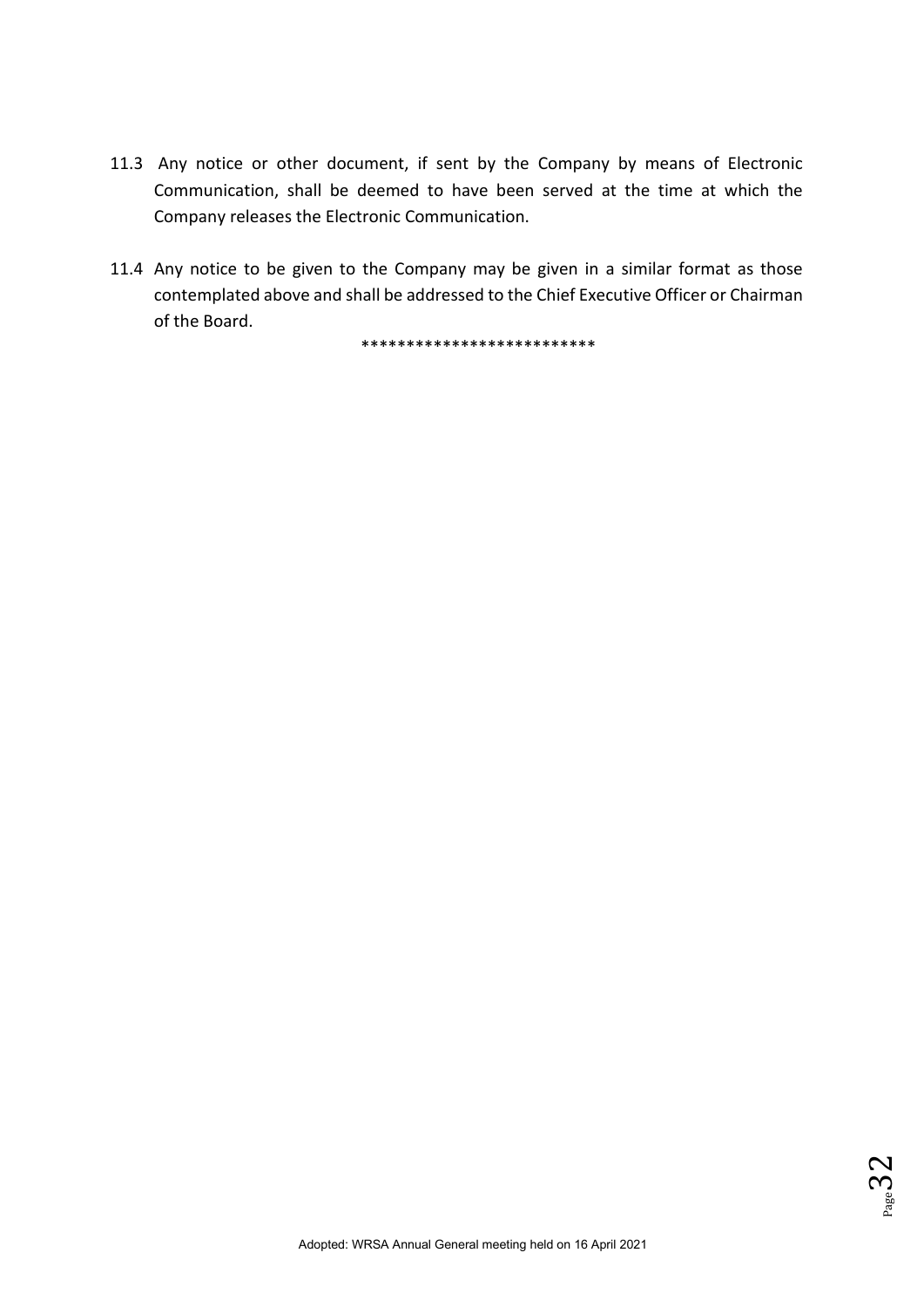11.3 Any notice or other document, if sent by the Company by means of Electronic Communication, shall be deemed to have been served at the time at which the Company releases the Electronic Communication.

11.4 Any notice to be given to the Company may be given in a similar format as those contemplated above and shall be addressed to the Chief Executive Officer or Chairman of the Board.

**************************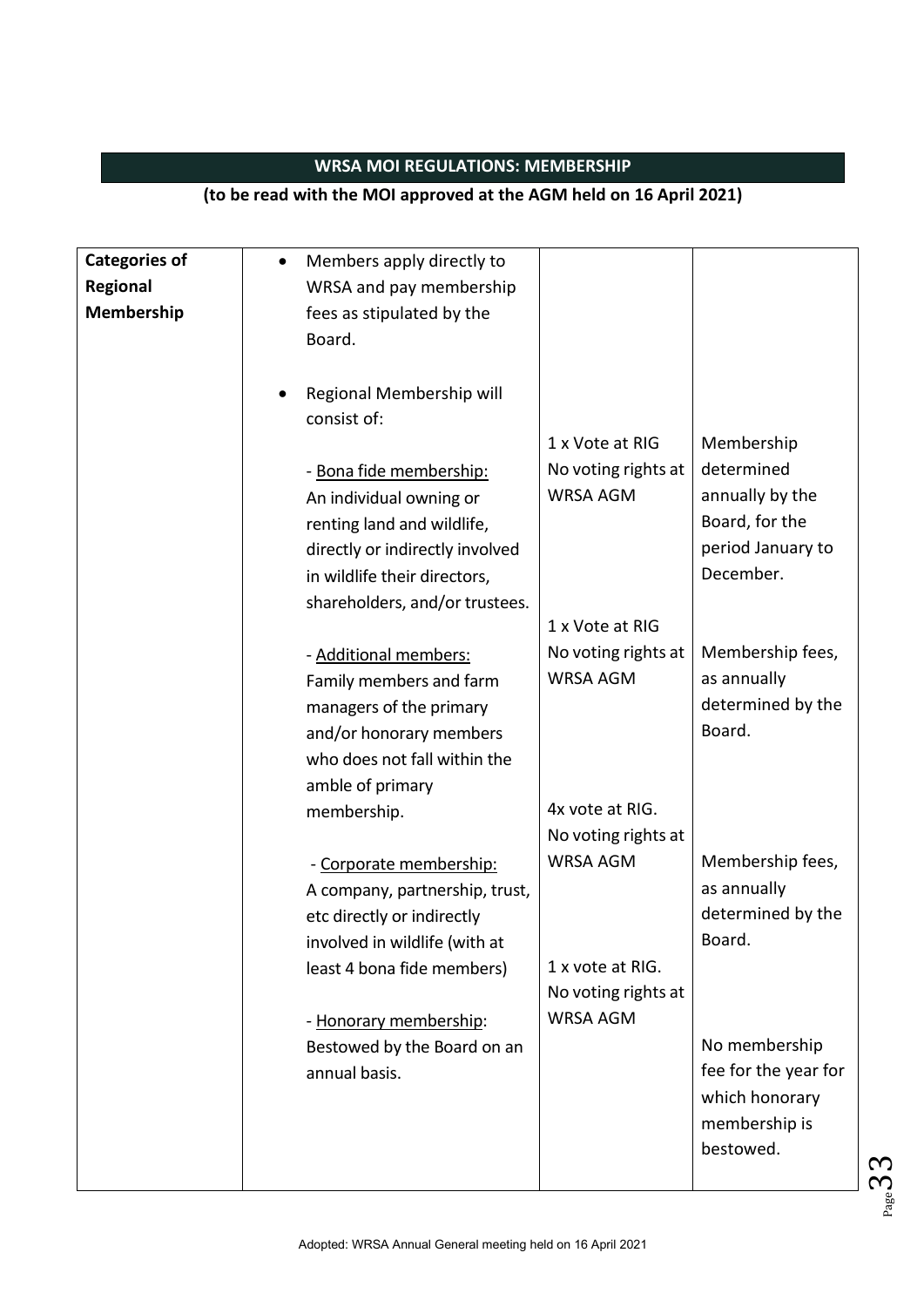**WRSA MOI REGULATIONS: MEMBERSHIP**

**(to be read with the MOI approved at the AGM held on 16 April 2021)**

| **Categories of Regional Membership** | • Members apply directly to WRSA and pay membership fees as stipulated by the Board.<br><br>• Regional Membership will consist of: | | |
|---|---|---|---|
| | - <u>Bona fide membership:</u> An individual owning or renting land and wildlife, directly or indirectly involved in wildlife their directors, shareholders, and/or trustees. | 1 x Vote at RIG<br>No voting rights at WRSA AGM | Membership determined annually by the Board, for the period January to December. |
| | - <u>Additional members:</u> Family members and farm managers of the primary and/or honorary members who does not fall within the amble of primary membership. | 1 x Vote at RIG<br>No voting rights at WRSA AGM | Membership fees, as annually determined by the Board. |
| | - <u>Corporate membership:</u> A company, partnership, trust, etc directly or indirectly involved in wildlife (with at least 4 bona fide members) | 4x vote at RIG.<br>No voting rights at WRSA AGM | Membership fees, as annually determined by the Board. |
| | - <u>Honorary membership</u>: Bestowed by the Board on an annual basis. | 1 x vote at RIG.<br>No voting rights at WRSA AGM | No membership fee for the year for which honorary membership is bestowed. |

Adopted: WRSA Annual General meeting held on 16 April 2021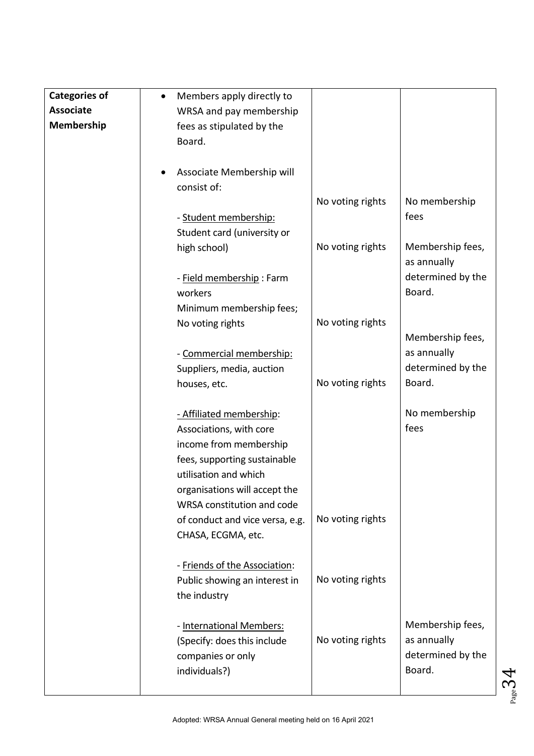| **Categories of Associate Membership** | • Members apply directly to WRSA and pay membership fees as stipulated by the Board. | | |
|---|---|---|---|
| | • Associate Membership will consist of: | | |
| | - <u>Student membership:</u> Student card (university or high school) | No voting rights | No membership fees |
| | - <u>Field membership</u> : Farm workers<br>Minimum membership fees; No voting rights | No voting rights | Membership fees, as annually determined by the Board. |
| | - <u>Commercial membership:</u> Suppliers, media, auction houses, etc. | No voting rights | Membership fees, as annually determined by the Board. |
| | - <u>Affiliated membership</u>: Associations, with core income from membership fees, supporting sustainable utilisation and which organisations will accept the WRSA constitution and code of conduct and vice versa, e.g. CHASA, ECGMA, etc. | No voting rights | No membership fees |
| | - <u>Friends of the Association</u>: Public showing an interest in the industry | No voting rights | |
| | - <u>International Members:</u> (Specify: does this include companies or only individuals?) | No voting rights | Membership fees, as annually determined by the Board. |

Adopted: WRSA Annual General meeting held on 16 April 2021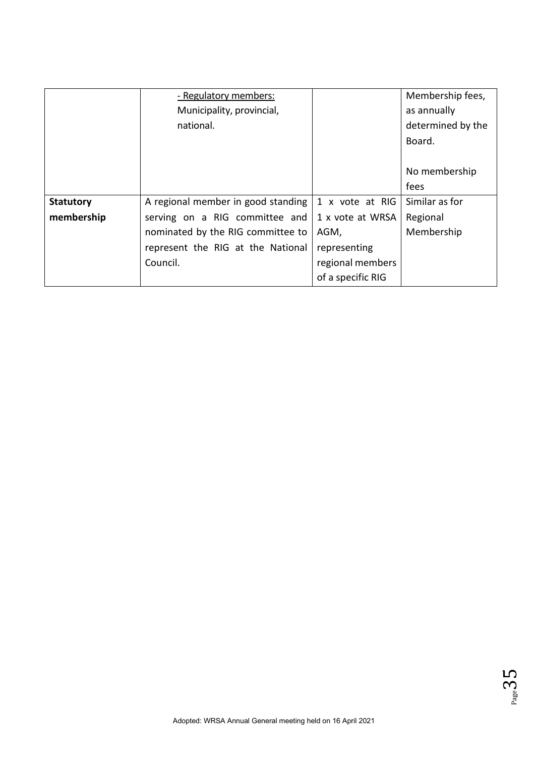| | | | |
|---|---|---|---|
| | - Regulatory members: Municipality, provincial, national. | | Membership fees, as annually determined by the Board.<br><br>No membership fees |
| **Statutory membership** | A regional member in good standing serving on a RIG committee and nominated by the RIG committee to represent the RIG at the National Council. | 1 x vote at RIG 1 x vote at WRSA AGM, representing regional members of a specific RIG | Similar as for Regional Membership |

Adopted: WRSA Annual General meeting held on 16 April 2021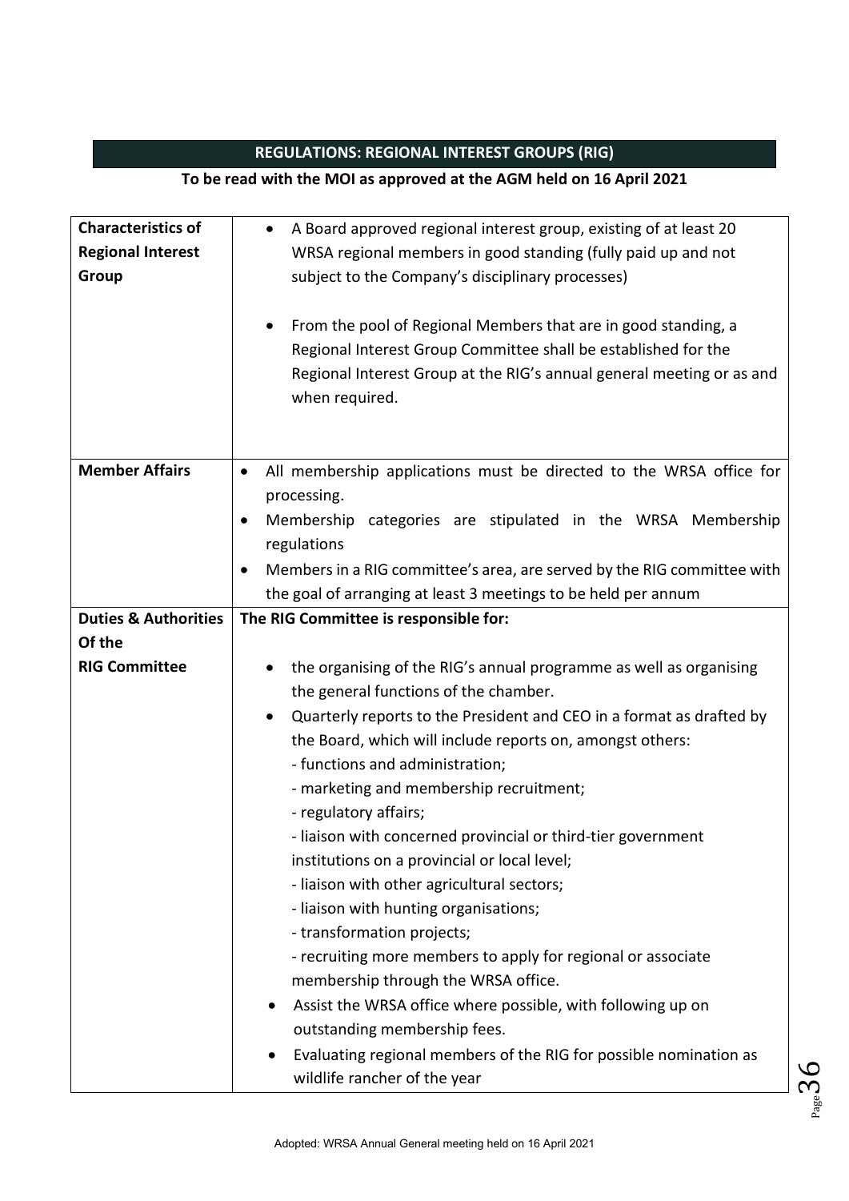## REGULATIONS: REGIONAL INTEREST GROUPS (RIG)

**To be read with the MOI as approved at the AGM held on 16 April 2021**

| | |
|---|---|
| **Characteristics of Regional Interest Group** | • A Board approved regional interest group, existing of at least 20 WRSA regional members in good standing (fully paid up and not subject to the Company's disciplinary processes)<br><br>• From the pool of Regional Members that are in good standing, a Regional Interest Group Committee shall be established for the Regional Interest Group at the RIG's annual general meeting or as and when required. |
| **Member Affairs** | • All membership applications must be directed to the WRSA office for processing.<br>• Membership categories are stipulated in the WRSA Membership regulations<br>• Members in a RIG committee's area, are served by the RIG committee with the goal of arranging at least 3 meetings to be held per annum |
| **Duties & Authorities Of the RIG Committee** | **The RIG Committee is responsible for:**<br><br>• the organising of the RIG's annual programme as well as organising the general functions of the chamber.<br>• Quarterly reports to the President and CEO in a format as drafted by the Board, which will include reports on, amongst others:<br>- functions and administration;<br>- marketing and membership recruitment;<br>- regulatory affairs;<br>- liaison with concerned provincial or third-tier government institutions on a provincial or local level;<br>- liaison with other agricultural sectors;<br>- liaison with hunting organisations;<br>- transformation projects;<br>- recruiting more members to apply for regional or associate membership through the WRSA office.<br>• Assist the WRSA office where possible, with following up on outstanding membership fees.<br>• Evaluating regional members of the RIG for possible nomination as wildlife rancher of the year |

Adopted: WRSA Annual General meeting held on 16 April 2021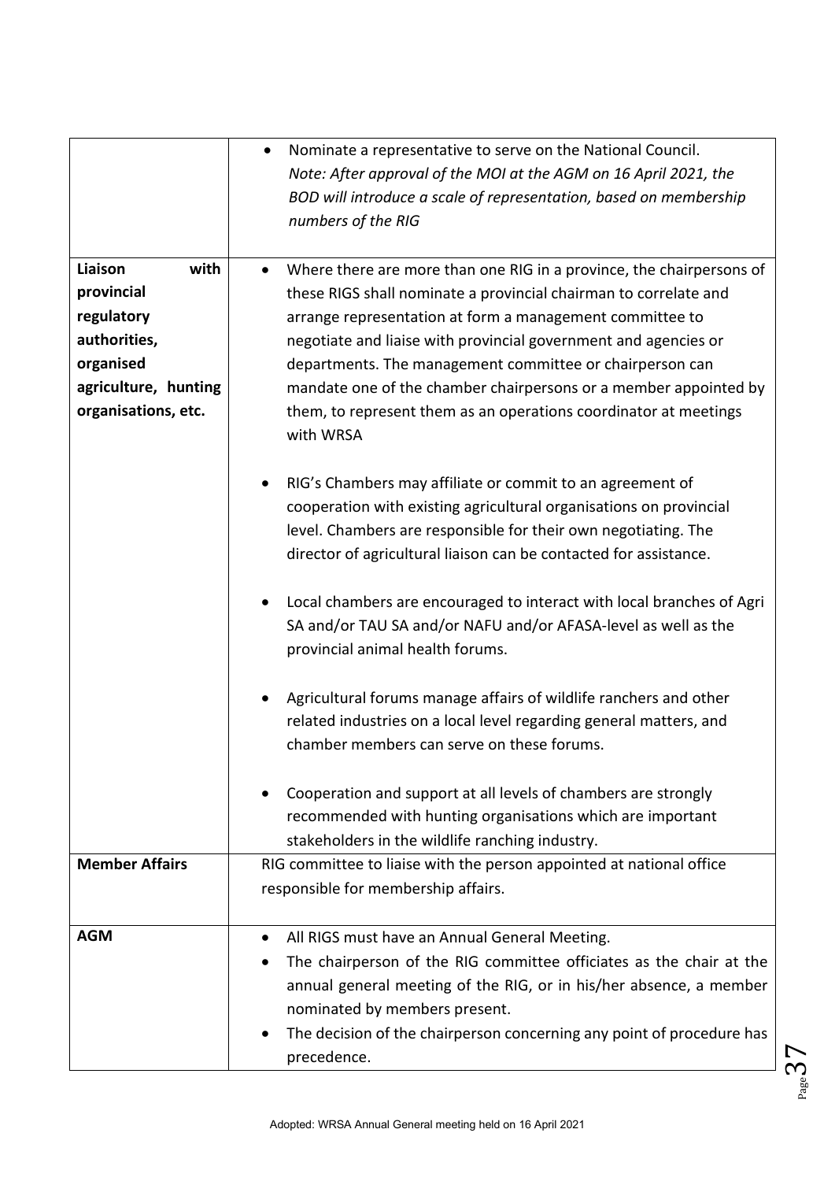| | |
|---|---|
| | • Nominate a representative to serve on the National Council. *Note: After approval of the MOI at the AGM on 16 April 2021, the BOD will introduce a scale of representation, based on membership numbers of the RIG* |
| **Liaison with provincial regulatory authorities, organised agriculture, hunting organisations, etc.** | • Where there are more than one RIG in a province, the chairpersons of these RIGS shall nominate a provincial chairman to correlate and arrange representation at form a management committee to negotiate and liaise with provincial government and agencies or departments. The management committee or chairperson can mandate one of the chamber chairpersons or a member appointed by them, to represent them as an operations coordinator at meetings with WRSA<br><br>• RIG's Chambers may affiliate or commit to an agreement of cooperation with existing agricultural organisations on provincial level. Chambers are responsible for their own negotiating. The director of agricultural liaison can be contacted for assistance.<br><br>• Local chambers are encouraged to interact with local branches of Agri SA and/or TAU SA and/or NAFU and/or AFASA-level as well as the provincial animal health forums.<br><br>• Agricultural forums manage affairs of wildlife ranchers and other related industries on a local level regarding general matters, and chamber members can serve on these forums.<br><br>• Cooperation and support at all levels of chambers are strongly recommended with hunting organisations which are important stakeholders in the wildlife ranching industry. |
| **Member Affairs** | RIG committee to liaise with the person appointed at national office responsible for membership affairs. |
| **AGM** | • All RIGS must have an Annual General Meeting.<br>• The chairperson of the RIG committee officiates as the chair at the annual general meeting of the RIG, or in his/her absence, a member nominated by members present.<br>• The decision of the chairperson concerning any point of procedure has precedence. |

Adopted: WRSA Annual General meeting held on 16 April 2021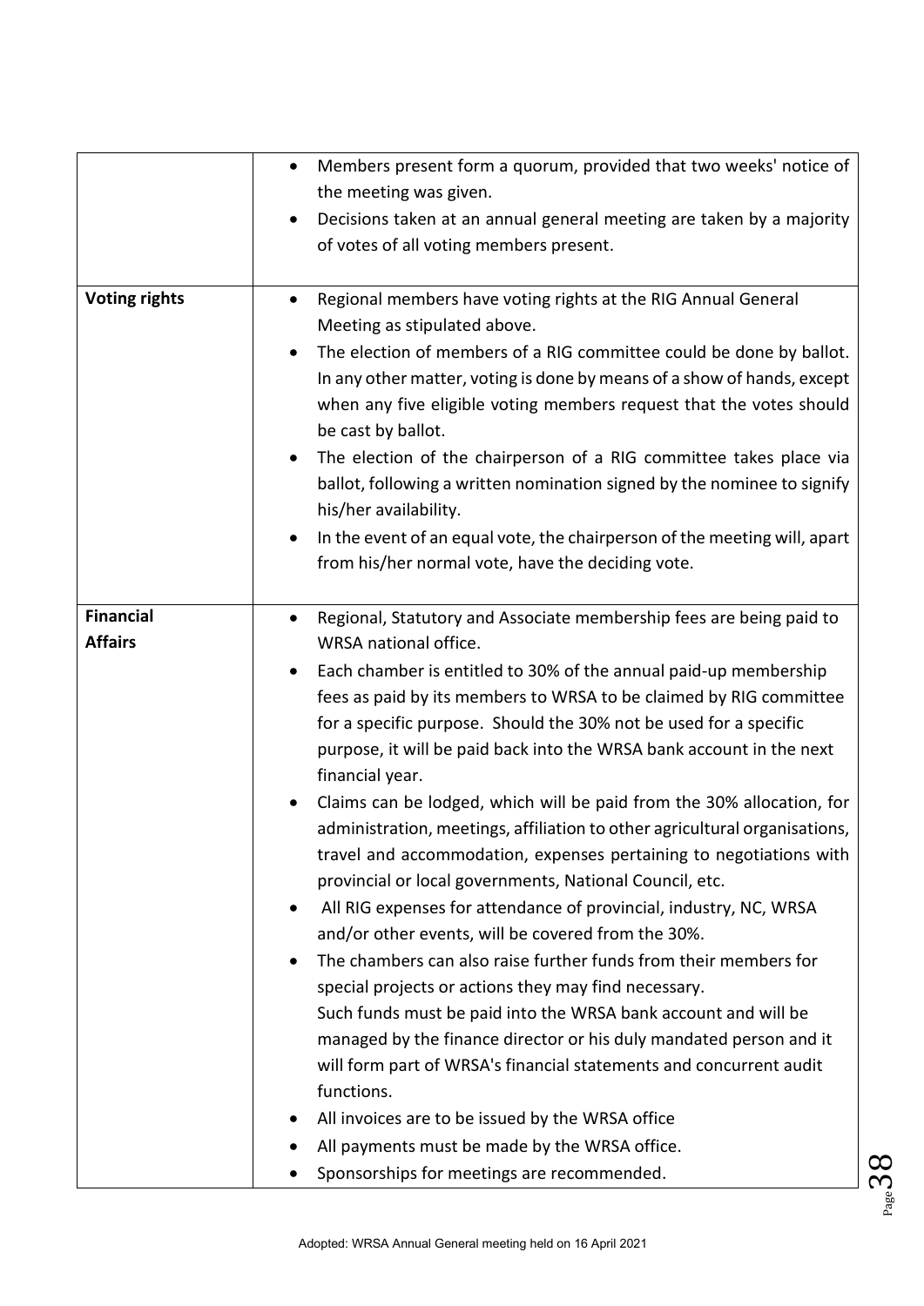| | |
|---|---|
| | • Members present form a quorum, provided that two weeks' notice of the meeting was given.<br>• Decisions taken at an annual general meeting are taken by a majority of votes of all voting members present. |
| **Voting rights** | • Regional members have voting rights at the RIG Annual General Meeting as stipulated above.<br>• The election of members of a RIG committee could be done by ballot. In any other matter, voting is done by means of a show of hands, except when any five eligible voting members request that the votes should be cast by ballot.<br>• The election of the chairperson of a RIG committee takes place via ballot, following a written nomination signed by the nominee to signify his/her availability.<br>• In the event of an equal vote, the chairperson of the meeting will, apart from his/her normal vote, have the deciding vote. |
| **Financial Affairs** | • Regional, Statutory and Associate membership fees are being paid to WRSA national office.<br>• Each chamber is entitled to 30% of the annual paid-up membership fees as paid by its members to WRSA to be claimed by RIG committee for a specific purpose. Should the 30% not be used for a specific purpose, it will be paid back into the WRSA bank account in the next financial year.<br>• Claims can be lodged, which will be paid from the 30% allocation, for administration, meetings, affiliation to other agricultural organisations, travel and accommodation, expenses pertaining to negotiations with provincial or local governments, National Council, etc.<br>• All RIG expenses for attendance of provincial, industry, NC, WRSA and/or other events, will be covered from the 30%.<br>• The chambers can also raise further funds from their members for special projects or actions they may find necessary. Such funds must be paid into the WRSA bank account and will be managed by the finance director or his duly mandated person and it will form part of WRSA's financial statements and concurrent audit functions.<br>• All invoices are to be issued by the WRSA office<br>• All payments must be made by the WRSA office.<br>• Sponsorships for meetings are recommended. |

Adopted: WRSA Annual General meeting held on 16 April 2021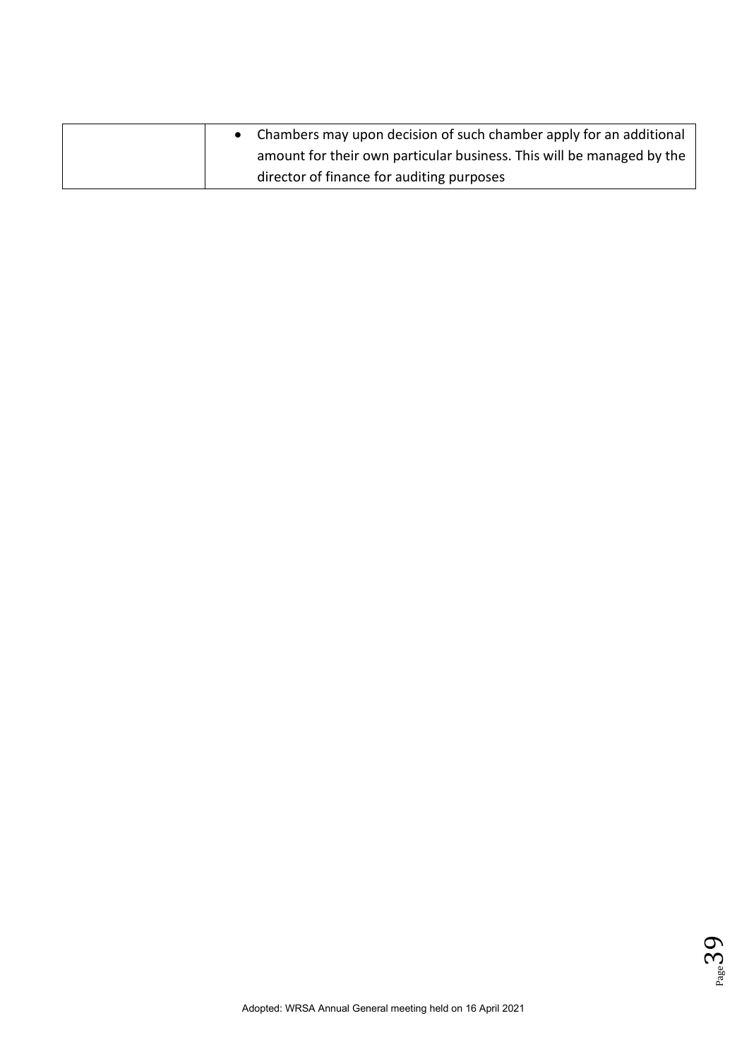| | |
|---|---|
| | • Chambers may upon decision of such chamber apply for an additional amount for their own particular business. This will be managed by the director of finance for auditing purposes |